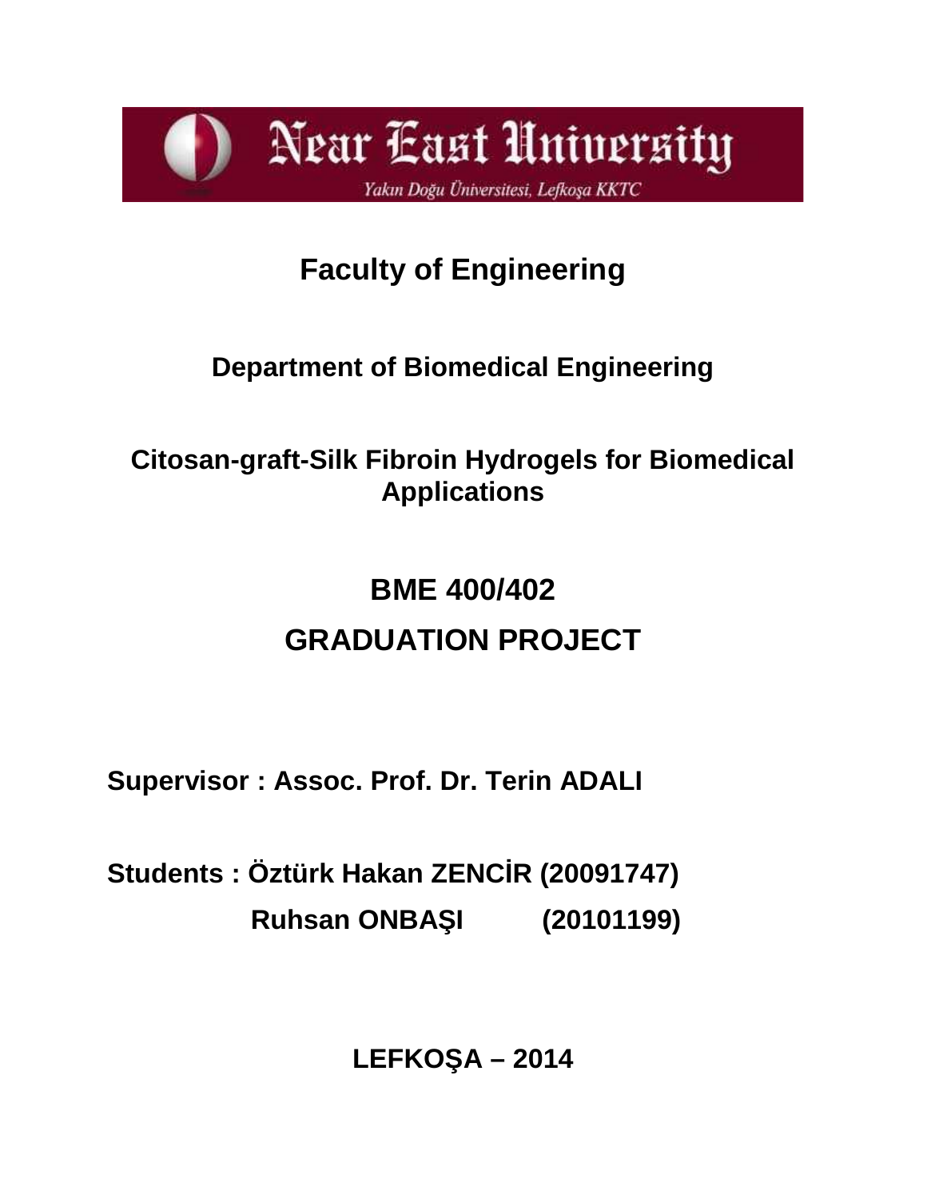Near East University

Yakın Doğu Üniversitesi, Lefkoşa KKTC

# Faculty of Engineering

## Department of Biomedical Engineering

## Citosan-graft-Silk Fibroin Hydrogels for Biomedical Applications

## BME 400/402

## GRADUATION PROJECT

**Supervisor : Assoc. Prof. Dr. Terin ADALI**

**Students : Öztürk Hakan ZENCİR (20091747)**

**Ruhsan ONBAŞI (20101199)**

**LEFKOŞA – 2014**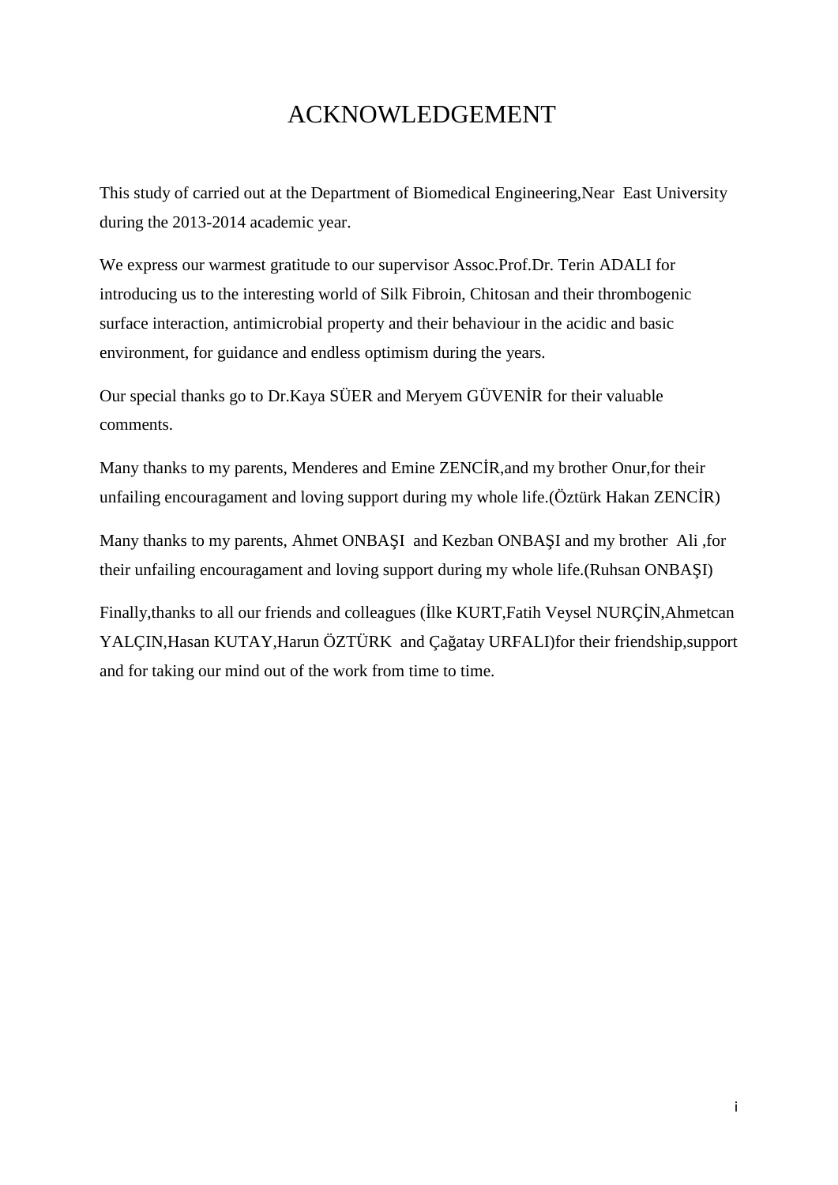# ACKNOWLEDGEMENT

This study of carried out at the Department of Biomedical Engineering,Near East University during the 2013-2014 academic year.

We express our warmest gratitude to our supervisor Assoc.Prof.Dr. Terin ADALI for introducing us to the interesting world of Silk Fibroin, Chitosan and their thrombogenic surface interaction, antimicrobial property and their behaviour in the acidic and basic environment, for guidance and endless optimism during the years.

Our special thanks go to Dr.Kaya SÜER and Meryem GÜVENİR for their valuable comments.

Many thanks to my parents, Menderes and Emine ZENCİR,and my brother Onur,for their unfailing encouragament and loving support during my whole life.(Öztürk Hakan ZENCİR)

Many thanks to my parents, Ahmet ONBAŞI and Kezban ONBAŞI and my brother Ali ,for their unfailing encouragament and loving support during my whole life.(Ruhsan ONBAŞI)

Finally,thanks to all our friends and colleagues (İlke KURT,Fatih Veysel NURÇİN,Ahmetcan YALÇIN,Hasan KUTAY,Harun ÖZTÜRK and Çağatay URFALI)for their friendship,support and for taking our mind out of the work from time to time.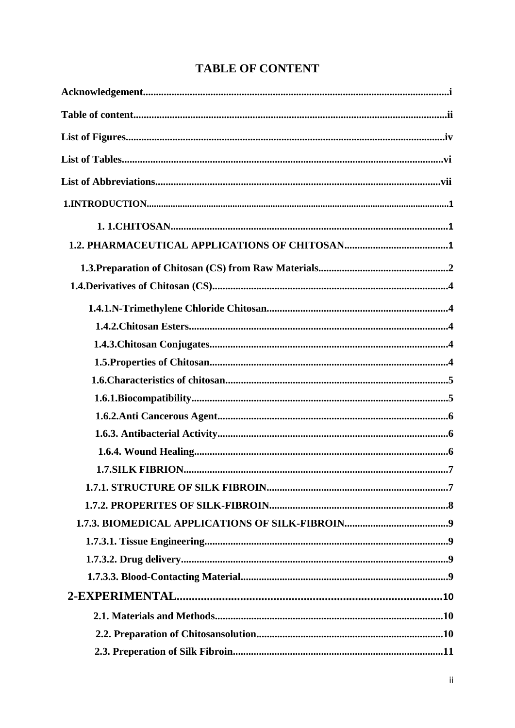# TABLE OF CONTENT

**Acknowledgement......................................................................................................i**

**Table of content........................................................................................................ii**

**List of Figures..........................................................................................................iv**

**List of Tables............................................................................................................vi**

**List of Abbreviations.............................................................................................vii**

**1.INTRODUCTION.......................................................................................................1**

**1. 1.CHITOSAN..........................................................................................1**

**1.2. PHARMACEUTICAL APPLICATIONS OF CHITOSAN........................................1**

**1.3.Preparation of Chitosan (CS) from Raw Materials..................................................2**

**1.4.Derivatives of Chitosan (CS)...........................................................................4**

**1.4.1.N-Trimethylene Chloride Chitosan......................................................................4**

**1.4.2.Chitosan Esters....................................................................................4**

**1.4.3.Chitosan Conjugates...........................................................................4**

**1.5.Properties of Chitosan...........................................................................4**

**1.6.Characteristics of chitosan.....................................................................5**

**1.6.1.Biocompatibility..................................................................................5**

**1.6.2.Anti Cancerous Agent........................................................................6**

**1.6.3. Antibacterial Activity........................................................................6**

**1.6.4. Wound Healing.................................................................................6**

**1.7.SILK FIBRION.....................................................................................7**

**1.7.1. STRUCTURE OF SILK FIBROIN......................................................................7**

**1.7.2. PROPERITES OF SILK-FIBROIN.....................................................................8**

**1.7.3. BIOMEDICAL APPLICATIONS OF SILK-FIBROIN........................................9**

**1.7.3.1. Tissue Engineering.............................................................................9**

**1.7.3.2. Drug delivery......................................................................................9**

**1.7.3.3. Blood-Contacting Material...............................................................9**

**2-EXPERIMENTAL.........................................................................................10**

**2.1. Materials and Methods.......................................................................10**

**2.2. Preparation of Chitosansolution.......................................................10**

**2.3. Preperation of Silk Fibroin................................................................11**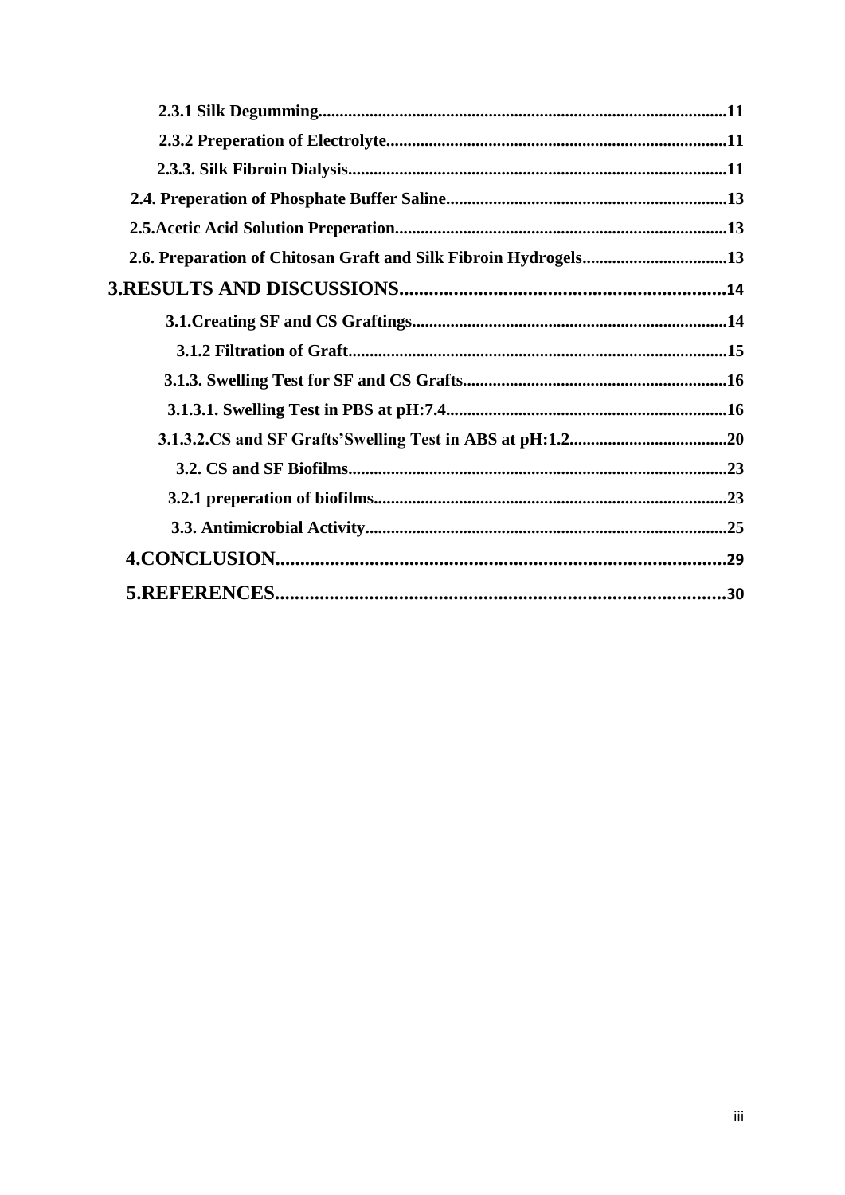**2.3.1 Silk Degumming................................................................................................11**

**2.3.2 Preperation of Electrolyte................................................................................11**

**2.3.3. Silk Fibroin Dialysis........................................................................................11**

**2.4. Preperation of Phosphate Buffer Saline..................................................................13**

**2.5.Acetic Acid Solution Preperation..............................................................................13**

**2.6. Preparation of Chitosan Graft and Silk Fibroin Hydrogels..................................13**

**3.RESULTS AND DISCUSSIONS.................................................................14**

**3.1.Creating SF and CS Graftings..........................................................................14**

**3.1.2 Filtration of Graft.........................................................................................15**

**3.1.3. Swelling Test for SF and CS Grafts..............................................................16**

**3.1.3.1. Swelling Test in PBS at pH:7.4..................................................................16**

**3.1.3.2.CS and SF Grafts'Swelling Test in ABS at pH:1.2.....................................20**

**3.2. CS and SF Biofilms........................................................................................23**

**3.2.1 preperation of biofilms...................................................................................23**

**3.3. Antimicrobial Activity.....................................................................................25**

**4.CONCLUSION..........................................................................................29**

**5.REFERENCES..........................................................................................30**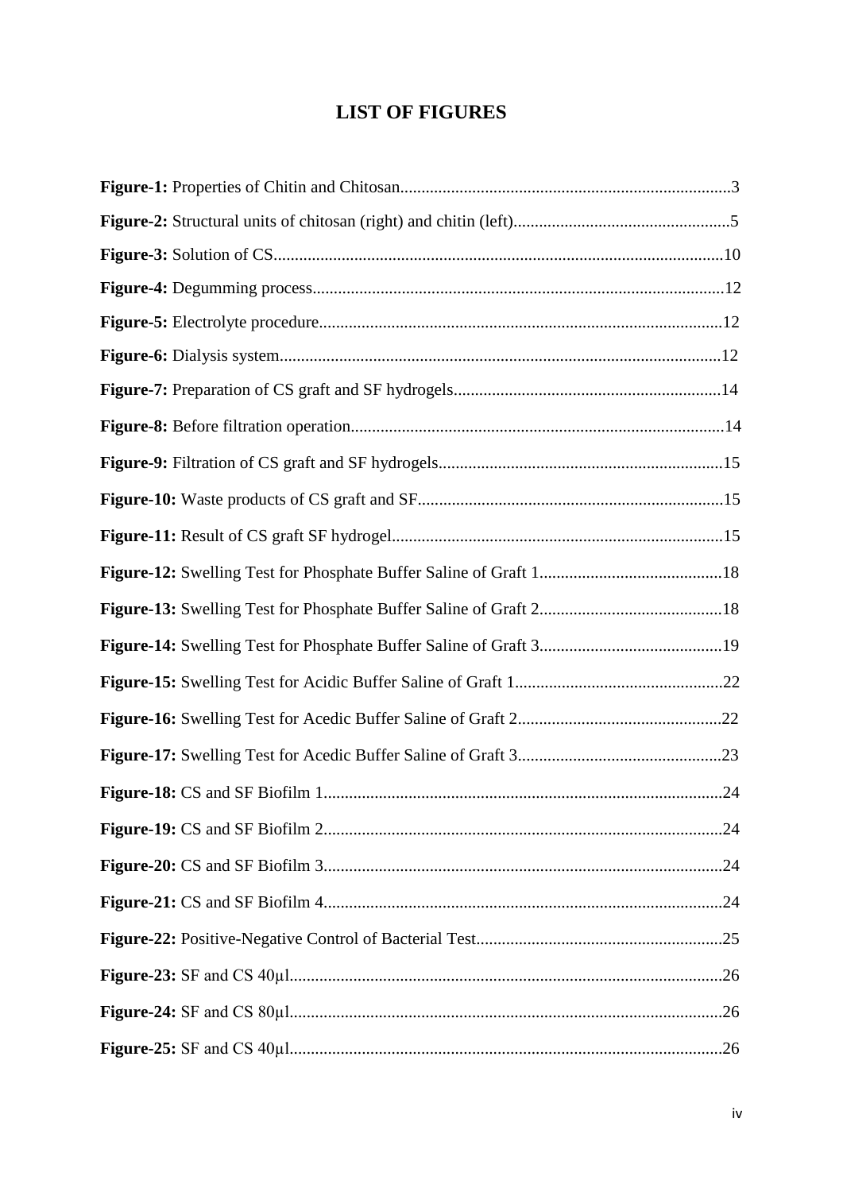# LIST OF FIGURES

**Figure-1:** Properties of Chitin and Chitosan.............................................................................3

**Figure-2:** Structural units of chitosan (right) and chitin (left)..................................................5

**Figure-3:** Solution of CS.........................................................................................................10

**Figure-4:** Degumming process................................................................................................12

**Figure-5:** Electrolyte procedure..............................................................................................12

**Figure-6:** Dialysis system.......................................................................................................12

**Figure-7:** Preparation of CS graft and SF hydrogels..............................................................14

**Figure-8:** Before filtration operation.......................................................................................14

**Figure-9:** Filtration of CS graft and SF hydrogels..................................................................15

**Figure-10:** Waste products of CS graft and SF.......................................................................15

**Figure-11:** Result of CS graft SF hydrogel.............................................................................15

**Figure-12:** Swelling Test for Phosphate Buffer Saline of Graft 1...........................................18

**Figure-13:** Swelling Test for Phosphate Buffer Saline of Graft 2...........................................18

**Figure-14:** Swelling Test for Phosphate Buffer Saline of Graft 3...........................................19

**Figure-15:** Swelling Test for Acidic Buffer Saline of Graft 1.................................................22

**Figure-16:** Swelling Test for Acedic Buffer Saline of Graft 2................................................22

**Figure-17:** Swelling Test for Acedic Buffer Saline of Graft 3................................................23

**Figure-18:** CS and SF Biofilm 1.............................................................................................24

**Figure-19:** CS and SF Biofilm 2.............................................................................................24

**Figure-20:** CS and SF Biofilm 3.............................................................................................24

**Figure-21:** CS and SF Biofilm 4.............................................................................................24

**Figure-22:** Positive-Negative Control of Bacterial Test..........................................................25

**Figure-23:** SF and CS 40µl.....................................................................................................26

**Figure-24:** SF and CS 80µl.....................................................................................................26

**Figure-25:** SF and CS 40µl.....................................................................................................26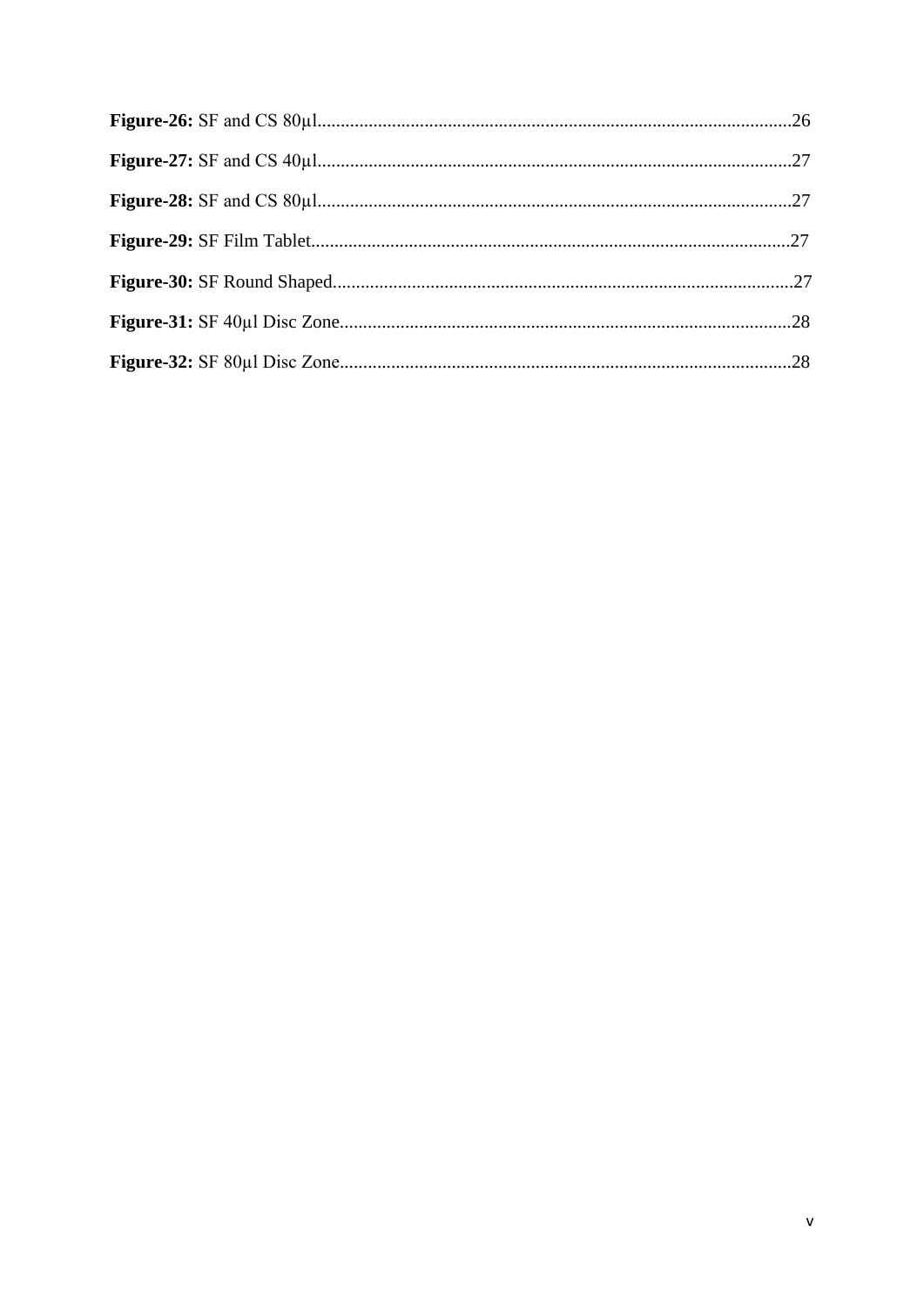**Figure-26:** SF and CS 80µl......................................................................................................26

**Figure-27:** SF and CS 40µl......................................................................................................27

**Figure-28:** SF and CS 80µl......................................................................................................27

**Figure-29:** SF Film Tablet.......................................................................................................27

**Figure-30:** SF Round Shaped...................................................................................................27

**Figure-31:** SF 40µl Disc Zone..................................................................................................28

**Figure-32:** SF 80µl Disc Zone..................................................................................................28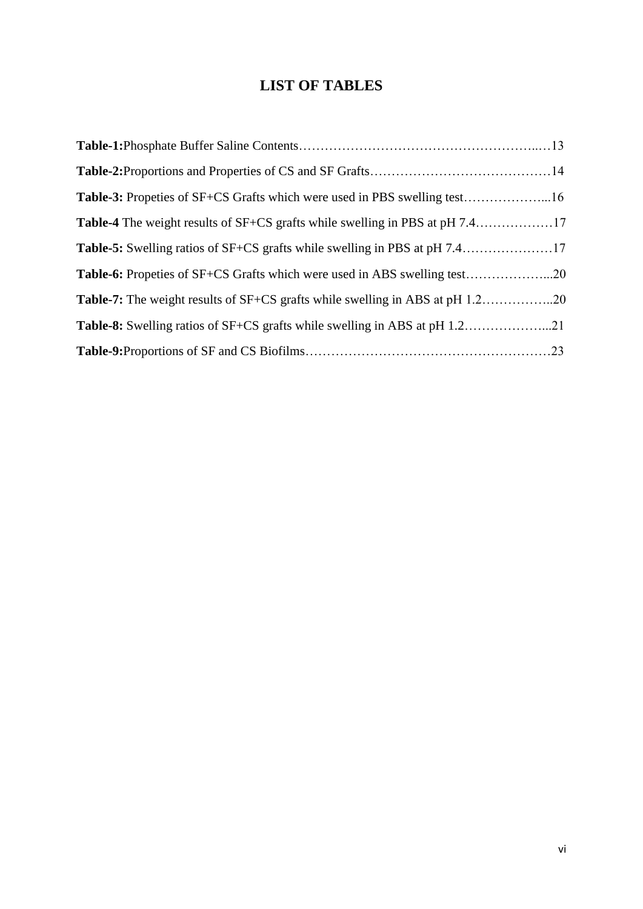# LIST OF TABLES

**Table-1:**Phosphate Buffer Saline Contents……………………………………………………..…13

**Table-2:**Proportions and Properties of CS and SF Grafts……………………………………14

**Table-3:** Propeties of SF+CS Grafts which were used in PBS swelling test………………...16

**Table-4** The weight results of SF+CS grafts while swelling in PBS at pH 7.4………………17

**Table-5:** Swelling ratios of SF+CS grafts while swelling in PBS at pH 7.4…………………17

**Table-6:** Propeties of SF+CS Grafts which were used in ABS swelling test………………...20

**Table-7:** The weight results of SF+CS grafts while swelling in ABS at pH 1.2……………..20

**Table-8:** Swelling ratios of SF+CS grafts while swelling in ABS at pH 1.2………………...21

**Table-9:**Proportions of SF and CS Biofilms…………………………………………………23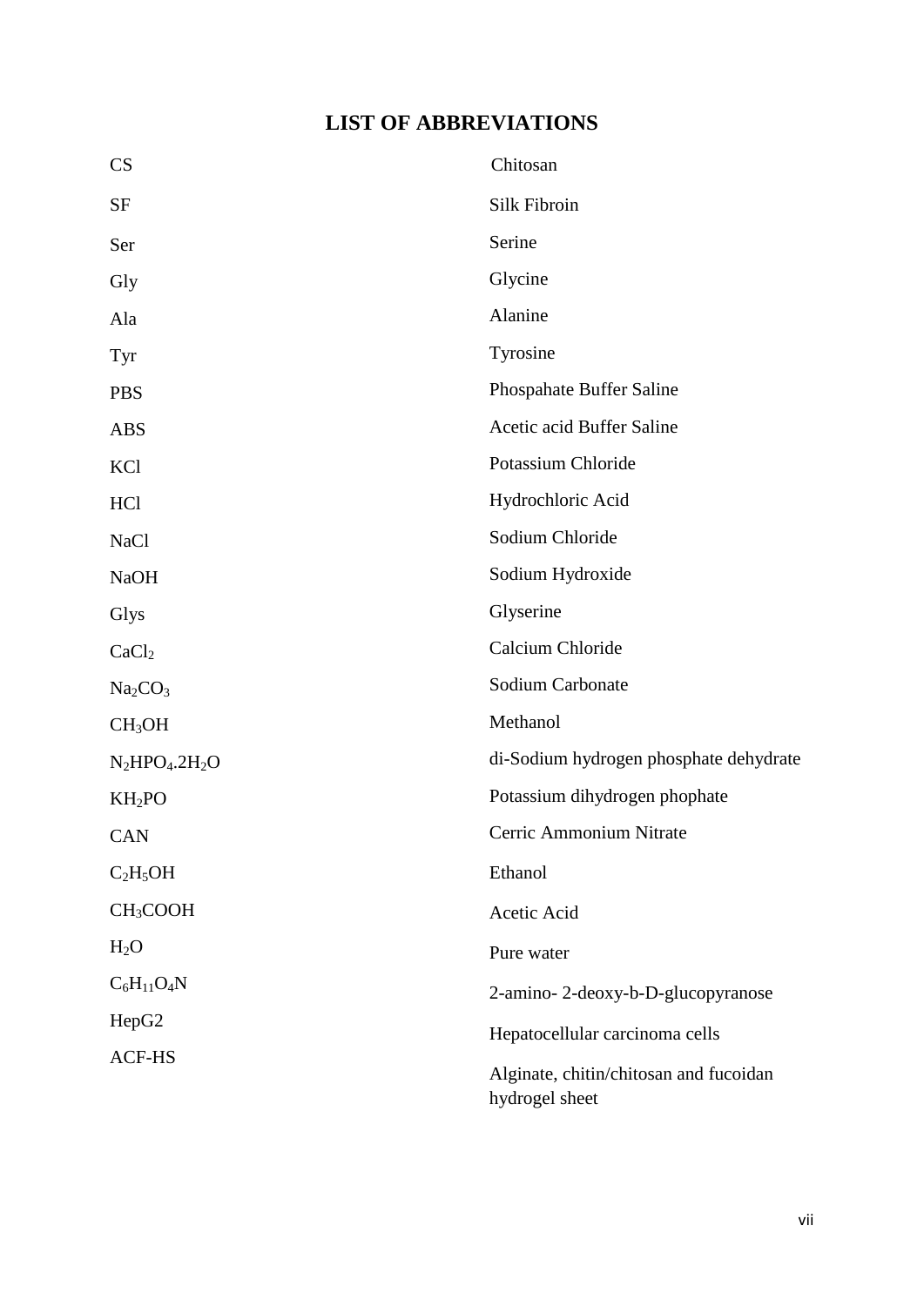# LIST OF ABBREVIATIONS

| | |
|---|---|
| CS | Chitosan |
| SF | Silk Fibroin |
| Ser | Serine |
| Gly | Glycine |
| Ala | Alanine |
| Tyr | Tyrosine |
| PBS | Phospahate Buffer Saline |
| ABS | Acetic acid Buffer Saline |
| KCl | Potassium Chloride |
| HCl | Hydrochloric Acid |
| NaCl | Sodium Chloride |
| NaOH | Sodium Hydroxide |
| Glys | Glyserine |
| $CaCl_2$ | Calcium Chloride |
| $Na_2CO_3$ | Sodium Carbonate |
| $CH_3OH$ | Methanol |
| $N_2HPO_4.2H_2O$ | di-Sodium hydrogen phosphate dehydrate |
| $KH_2PO$ | Potassium dihydrogen phophate |
| CAN | Cerric Ammonium Nitrate |
| $C_2H_5OH$ | Ethanol |
| $CH_3COOH$ | Acetic Acid |
| $H_2O$ | Pure water |
| $C_6H_{11}O_4N$ | 2-amino- 2-deoxy-b-D-glucopyranose |
| HepG2 | Hepatocellular carcinoma cells |
| ACF-HS | Alginate, chitin/chitosan and fucoidan hydrogel sheet |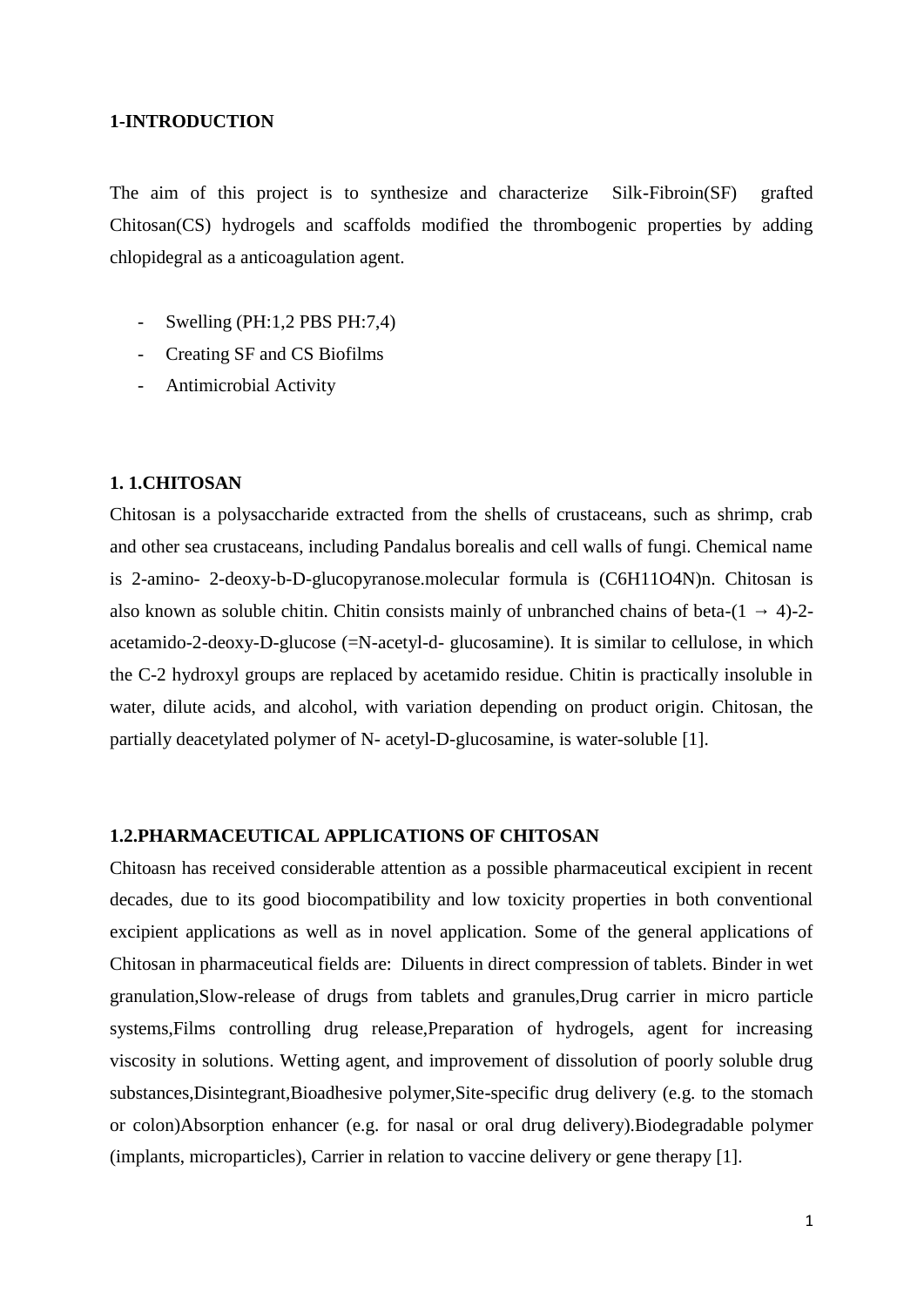## 1-INTRODUCTION

The aim of this project is to synthesize and characterize Silk-Fibroin(SF) grafted Chitosan(CS) hydrogels and scaffolds modified the thrombogenic properties by adding chlopidegral as a anticoagulation agent.

- Swelling (PH:1,2 PBS PH:7,4)
- Creating SF and CS Biofilms
- Antimicrobial Activity

### 1. 1.CHITOSAN

Chitosan is a polysaccharide extracted from the shells of crustaceans, such as shrimp, crab and other sea crustaceans, including Pandalus borealis and cell walls of fungi. Chemical name is 2-amino- 2-deoxy-b-D-glucopyranose.molecular formula is $(C6H11O4N)_n$. Chitosan is also known as soluble chitin. Chitin consists mainly of unbranched chains of beta-(1 → 4)-2-acetamido-2-deoxy-D-glucose (=N-acetyl-d- glucosamine). It is similar to cellulose, in which the C-2 hydroxyl groups are replaced by acetamido residue. Chitin is practically insoluble in water, dilute acids, and alcohol, with variation depending on product origin. Chitosan, the partially deacetylated polymer of N- acetyl-D-glucosamine, is water-soluble [1].

### 1.2.PHARMACEUTICAL APPLICATIONS OF CHITOSAN

Chitoasn has received considerable attention as a possible pharmaceutical excipient in recent decades, due to its good biocompatibility and low toxicity properties in both conventional excipient applications as well as in novel application. Some of the general applications of Chitosan in pharmaceutical fields are: Diluents in direct compression of tablets. Binder in wet granulation,Slow-release of drugs from tablets and granules,Drug carrier in micro particle systems,Films controlling drug release,Preparation of hydrogels, agent for increasing viscosity in solutions. Wetting agent, and improvement of dissolution of poorly soluble drug substances,Disintegrant,Bioadhesive polymer,Site-specific drug delivery (e.g. to the stomach or colon)Absorption enhancer (e.g. for nasal or oral drug delivery).Biodegradable polymer (implants, microparticles), Carrier in relation to vaccine delivery or gene therapy [1].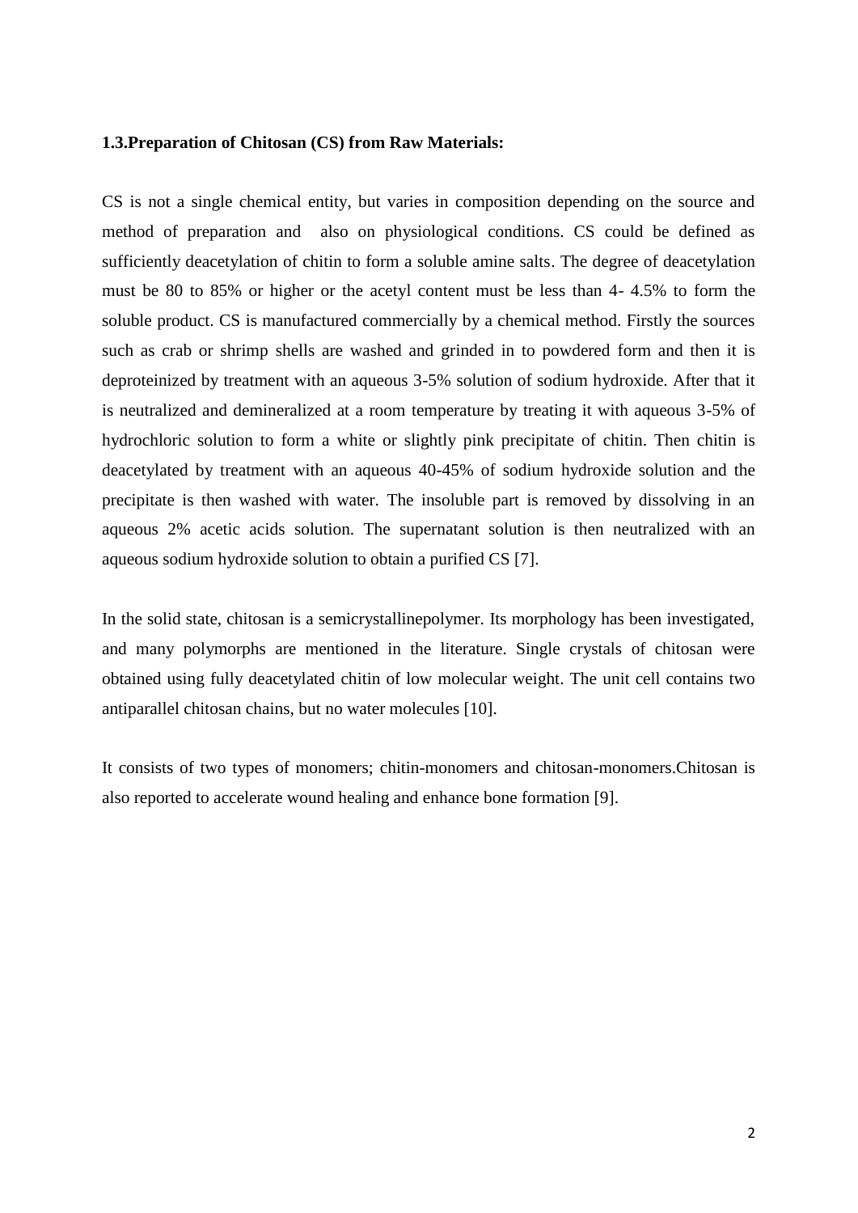### 1.3.Preparation of Chitosan (CS) from Raw Materials:

CS is not a single chemical entity, but varies in composition depending on the source and method of preparation and also on physiological conditions. CS could be defined as sufficiently deacetylation of chitin to form a soluble amine salts. The degree of deacetylation must be 80 to 85% or higher or the acetyl content must be less than 4- 4.5% to form the soluble product. CS is manufactured commercially by a chemical method. Firstly the sources such as crab or shrimp shells are washed and grinded in to powdered form and then it is deproteinized by treatment with an aqueous 3-5% solution of sodium hydroxide. After that it is neutralized and demineralized at a room temperature by treating it with aqueous 3-5% of hydrochloric solution to form a white or slightly pink precipitate of chitin. Then chitin is deacetylated by treatment with an aqueous 40-45% of sodium hydroxide solution and the precipitate is then washed with water. The insoluble part is removed by dissolving in an aqueous 2% acetic acids solution. The supernatant solution is then neutralized with an aqueous sodium hydroxide solution to obtain a purified CS [7].

In the solid state, chitosan is a semicrystallinepolymer. Its morphology has been investigated, and many polymorphs are mentioned in the literature. Single crystals of chitosan were obtained using fully deacetylated chitin of low molecular weight. The unit cell contains two antiparallel chitosan chains, but no water molecules [10].

It consists of two types of monomers; chitin-monomers and chitosan-monomers.Chitosan is also reported to accelerate wound healing and enhance bone formation [9].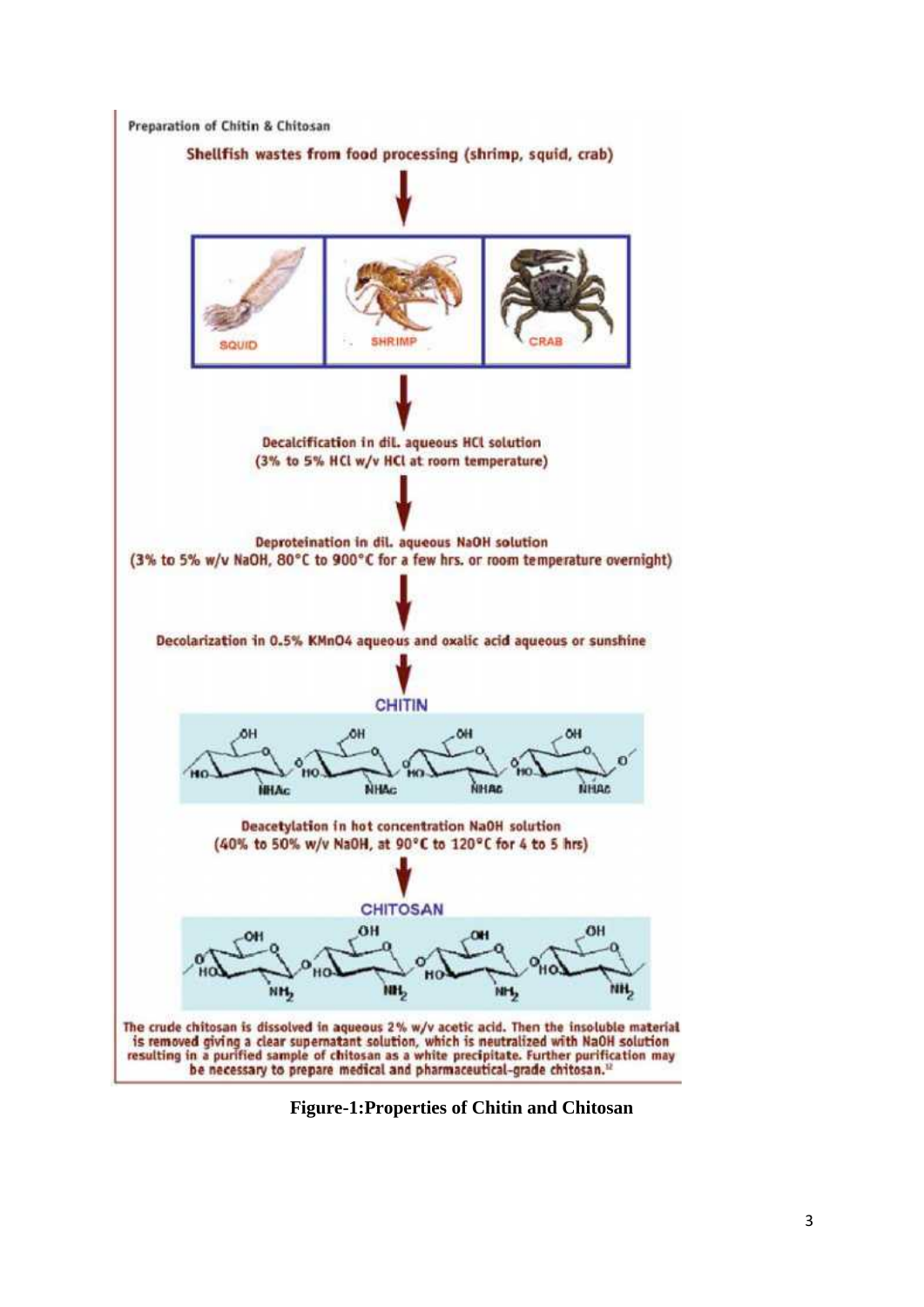Preparation of Chitin & Chitosan

Shellfish wastes from food processing (shrimp, squid, crab)

SQUID | SHRIMP | CRAB

Decalcification in dil. aqueous HCl solution
(3% to 5% HCl w/v HCl at room temperature)

Deproteination in dil. aqueous NaOH solution
(3% to 5% w/v NaOH, 80°C to 900°C for a few hrs. or room temperature overnight)

Decolarization in 0.5% KMnO4 aqueous and oxalic acid aqueous or sunshine

CHITIN

Deacetylation in hot concentration NaOH solution
(40% to 50% w/v NaOH, at 90°C to 120°C for 4 to 5 hrs)

CHITOSAN

The crude chitosan is dissolved in aqueous 2% w/v acetic acid. Then the insoluble material is removed giving a clear supernatant solution, which is neutralized with NaOH solution resulting in a purified sample of chitosan as a white precipitate. Further purification may be necessary to prepare medical and pharmaceutical-grade chitosan.[12]

**Figure-1:Properties of Chitin and Chitosan**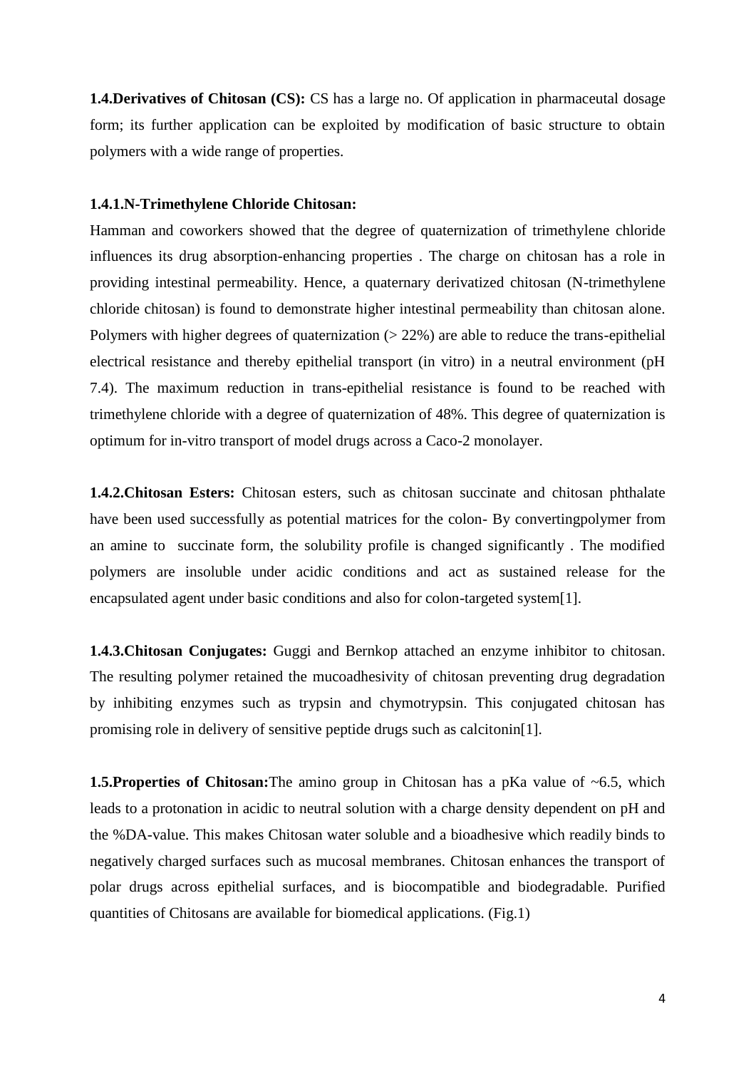**1.4.Derivatives of Chitosan (CS):** CS has a large no. Of application in pharmaceutal dosage form; its further application can be exploited by modification of basic structure to obtain polymers with a wide range of properties.

**1.4.1.N-Trimethylene Chloride Chitosan:**

Hamman and coworkers showed that the degree of quaternization of trimethylene chloride influences its drug absorption-enhancing properties . The charge on chitosan has a role in providing intestinal permeability. Hence, a quaternary derivatized chitosan (N-trimethylene chloride chitosan) is found to demonstrate higher intestinal permeability than chitosan alone. Polymers with higher degrees of quaternization (> 22%) are able to reduce the trans-epithelial electrical resistance and thereby epithelial transport (in vitro) in a neutral environment (pH 7.4). The maximum reduction in trans-epithelial resistance is found to be reached with trimethylene chloride with a degree of quaternization of 48%. This degree of quaternization is optimum for in-vitro transport of model drugs across a Caco-2 monolayer.

**1.4.2.Chitosan Esters:** Chitosan esters, such as chitosan succinate and chitosan phthalate have been used successfully as potential matrices for the colon- By convertingpolymer from an amine to succinate form, the solubility profile is changed significantly . The modified polymers are insoluble under acidic conditions and act as sustained release for the encapsulated agent under basic conditions and also for colon-targeted system[1].

**1.4.3.Chitosan Conjugates:** Guggi and Bernkop attached an enzyme inhibitor to chitosan. The resulting polymer retained the mucoadhesivity of chitosan preventing drug degradation by inhibiting enzymes such as trypsin and chymotrypsin. This conjugated chitosan has promising role in delivery of sensitive peptide drugs such as calcitonin[1].

**1.5.Properties of Chitosan:**The amino group in Chitosan has a pKa value of ~6.5, which leads to a protonation in acidic to neutral solution with a charge density dependent on pH and the %DA-value. This makes Chitosan water soluble and a bioadhesive which readily binds to negatively charged surfaces such as mucosal membranes. Chitosan enhances the transport of polar drugs across epithelial surfaces, and is biocompatible and biodegradable. Purified quantities of Chitosans are available for biomedical applications. (Fig.1)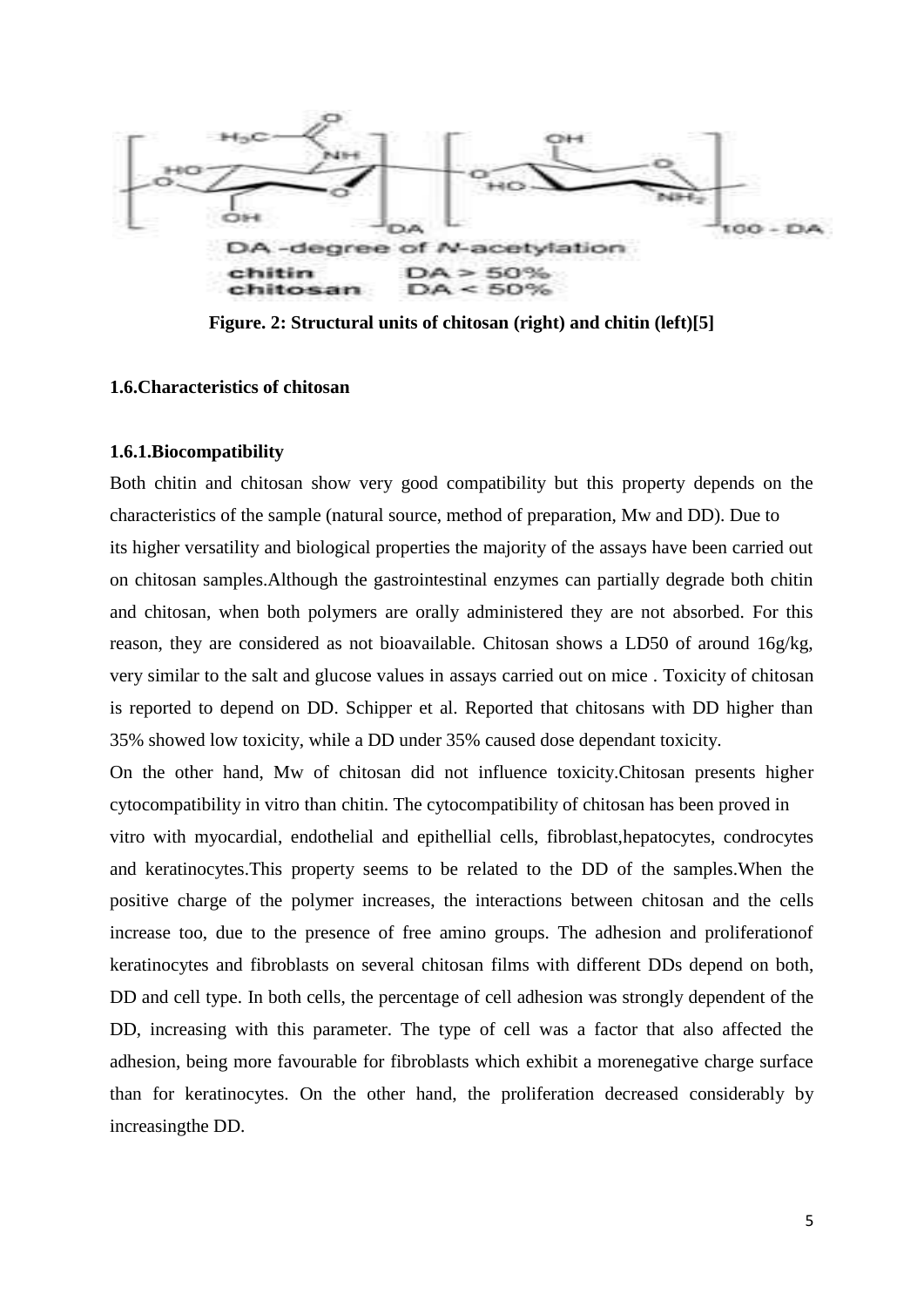DA -degree of *N*-acetylation

chitin DA > 50%

chitosan DA < 50%

**Figure. 2: Structural units of chitosan (right) and chitin (left)[5]**

### 1.6.Characteristics of chitosan

#### 1.6.1.Biocompatibility

Both chitin and chitosan show very good compatibility but this property depends on the characteristics of the sample (natural source, method of preparation, Mw and DD). Due to its higher versatility and biological properties the majority of the assays have been carried out on chitosan samples.Although the gastrointestinal enzymes can partially degrade both chitin and chitosan, when both polymers are orally administered they are not absorbed. For this reason, they are considered as not bioavailable. Chitosan shows a LD50 of around 16g/kg, very similar to the salt and glucose values in assays carried out on mice . Toxicity of chitosan is reported to depend on DD. Schipper et al. Reported that chitosans with DD higher than 35% showed low toxicity, while a DD under 35% caused dose dependant toxicity.

On the other hand, Mw of chitosan did not influence toxicity.Chitosan presents higher cytocompatibility in vitro than chitin. The cytocompatibility of chitosan has been proved in vitro with myocardial, endothelial and epithellial cells, fibroblast,hepatocytes, condrocytes and keratinocytes.This property seems to be related to the DD of the samples.When the positive charge of the polymer increases, the interactions between chitosan and the cells increase too, due to the presence of free amino groups. The adhesion and proliferationof keratinocytes and fibroblasts on several chitosan films with different DDs depend on both, DD and cell type. In both cells, the percentage of cell adhesion was strongly dependent of the DD, increasing with this parameter. The type of cell was a factor that also affected the adhesion, being more favourable for fibroblasts which exhibit a morenegative charge surface than for keratinocytes. On the other hand, the proliferation decreased considerably by increasingthe DD.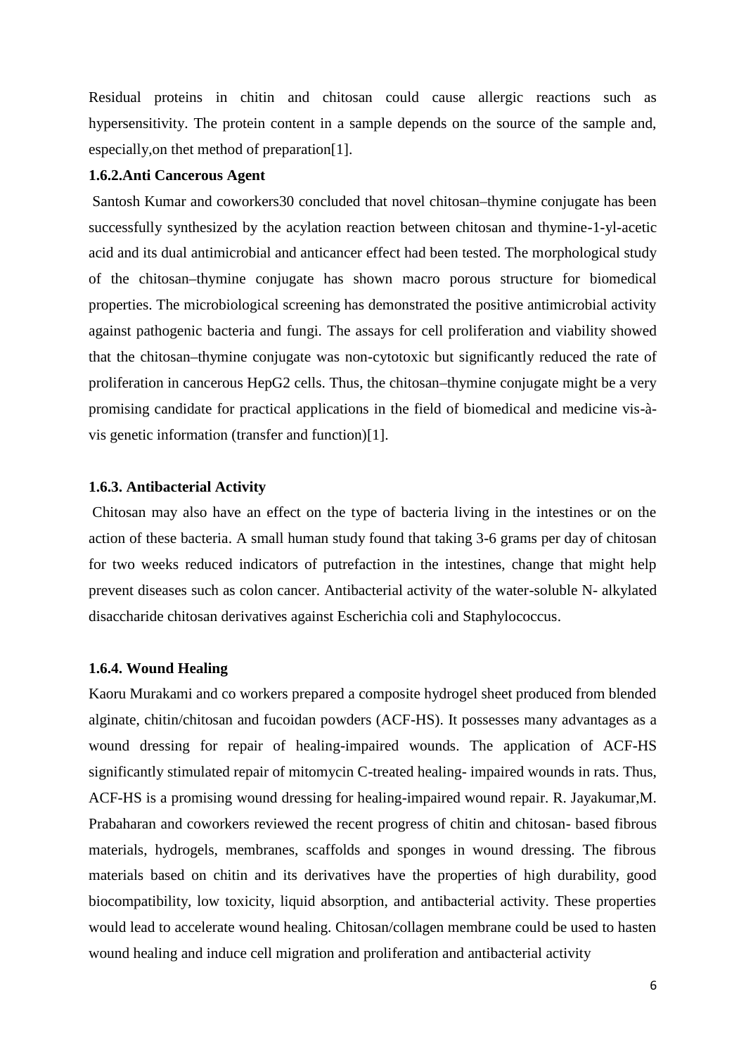Residual proteins in chitin and chitosan could cause allergic reactions such as hypersensitivity. The protein content in a sample depends on the source of the sample and, especially,on thet method of preparation[1].

### 1.6.2.Anti Cancerous Agent

Santosh Kumar and coworkers30 concluded that novel chitosan–thymine conjugate has been successfully synthesized by the acylation reaction between chitosan and thymine-1-yl-acetic acid and its dual antimicrobial and anticancer effect had been tested. The morphological study of the chitosan–thymine conjugate has shown macro porous structure for biomedical properties. The microbiological screening has demonstrated the positive antimicrobial activity against pathogenic bacteria and fungi. The assays for cell proliferation and viability showed that the chitosan–thymine conjugate was non-cytotoxic but significantly reduced the rate of proliferation in cancerous HepG2 cells. Thus, the chitosan–thymine conjugate might be a very promising candidate for practical applications in the field of biomedical and medicine vis-à-vis genetic information (transfer and function)[1].

### 1.6.3. Antibacterial Activity

Chitosan may also have an effect on the type of bacteria living in the intestines or on the action of these bacteria. A small human study found that taking 3-6 grams per day of chitosan for two weeks reduced indicators of putrefaction in the intestines, change that might help prevent diseases such as colon cancer. Antibacterial activity of the water-soluble N- alkylated disaccharide chitosan derivatives against Escherichia coli and Staphylococcus.

### 1.6.4. Wound Healing

Kaoru Murakami and co workers prepared a composite hydrogel sheet produced from blended alginate, chitin/chitosan and fucoidan powders (ACF-HS). It possesses many advantages as a wound dressing for repair of healing-impaired wounds. The application of ACF-HS significantly stimulated repair of mitomycin C-treated healing- impaired wounds in rats. Thus, ACF-HS is a promising wound dressing for healing-impaired wound repair. R. Jayakumar,M. Prabaharan and coworkers reviewed the recent progress of chitin and chitosan- based fibrous materials, hydrogels, membranes, scaffolds and sponges in wound dressing. The fibrous materials based on chitin and its derivatives have the properties of high durability, good biocompatibility, low toxicity, liquid absorption, and antibacterial activity. These properties would lead to accelerate wound healing. Chitosan/collagen membrane could be used to hasten wound healing and induce cell migration and proliferation and antibacterial activity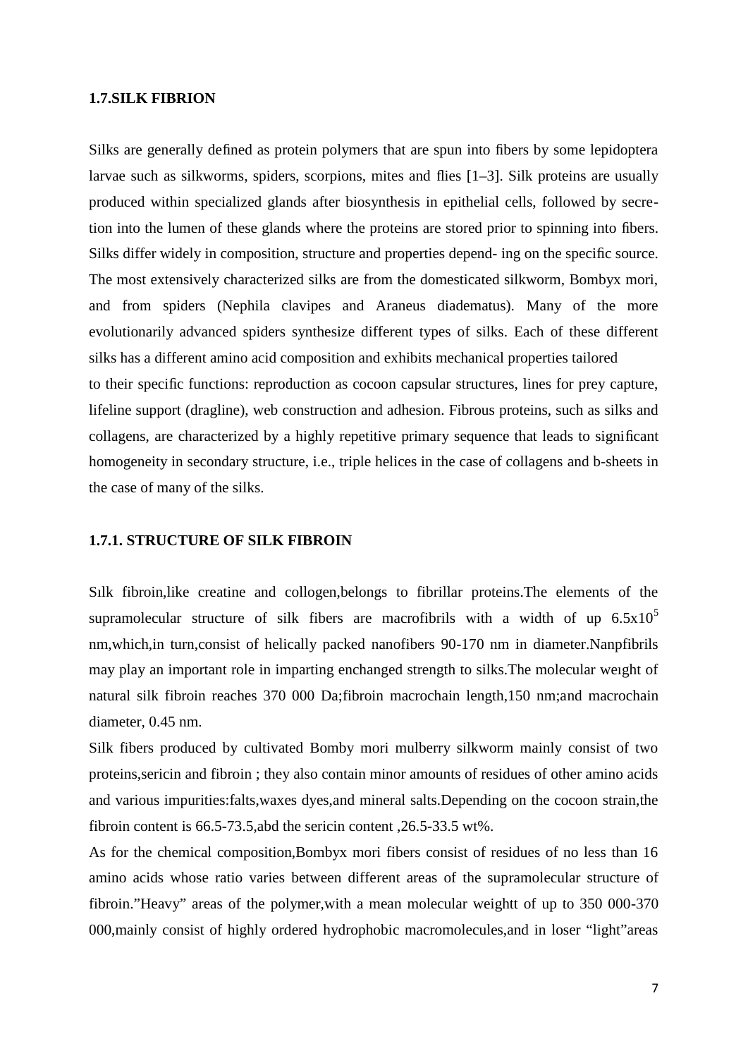### 1.7.SILK FIBRION

Silks are generally deﬁned as protein polymers that are spun into ﬁbers by some lepidoptera larvae such as silkworms, spiders, scorpions, mites and ﬂies [1–3]. Silk proteins are usually produced within specialized glands after biosynthesis in epithelial cells, followed by secre- tion into the lumen of these glands where the proteins are stored prior to spinning into ﬁbers. Silks differ widely in composition, structure and properties depend- ing on the speciﬁc source. The most extensively characterized silks are from the domesticated silkworm, Bombyx mori, and from spiders (Nephila clavipes and Araneus diadematus). Many of the more evolutionarily advanced spiders synthesize different types of silks. Each of these different silks has a different amino acid composition and exhibits mechanical properties tailored to their speciﬁc functions: reproduction as cocoon capsular structures, lines for prey capture, lifeline support (dragline), web construction and adhesion. Fibrous proteins, such as silks and collagens, are characterized by a highly repetitive primary sequence that leads to signiﬁcant homogeneity in secondary structure, i.e., triple helices in the case of collagens and b-sheets in the case of many of the silks.

#### 1.7.1. STRUCTURE OF SILK FIBROIN

Sılk fibroin,like creatine and collogen,belongs to fibrillar proteins.The elements of the supramolecular structure of silk fibers are macrofibrils with a width of up $6.5x10^5$ nm,which,in turn,consist of helically packed nanofibers 90-170 nm in diameter.Nanpfibrils may play an important role in imparting enchanged strength to silks.The molecular weıght of natural silk fibroin reaches 370 000 Da;fibroin macrochain length,150 nm;and macrochain diameter, 0.45 nm.

Silk fibers produced by cultivated Bomby mori mulberry silkworm mainly consist of two proteins,sericin and fibroin ; they also contain minor amounts of residues of other amino acids and various impurities:falts,waxes dyes,and mineral salts.Depending on the cocoon strain,the fibroin content is 66.5-73.5,abd the sericin content ,26.5-33.5 wt%.

As for the chemical composition,Bombyx mori fibers consist of residues of no less than 16 amino acids whose ratio varies between different areas of the supramolecular structure of fibroin."Heavy" areas of the polymer,with a mean molecular weightt of up to 350 000-370 000,mainly consist of highly ordered hydrophobic macromolecules,and in loser "light"areas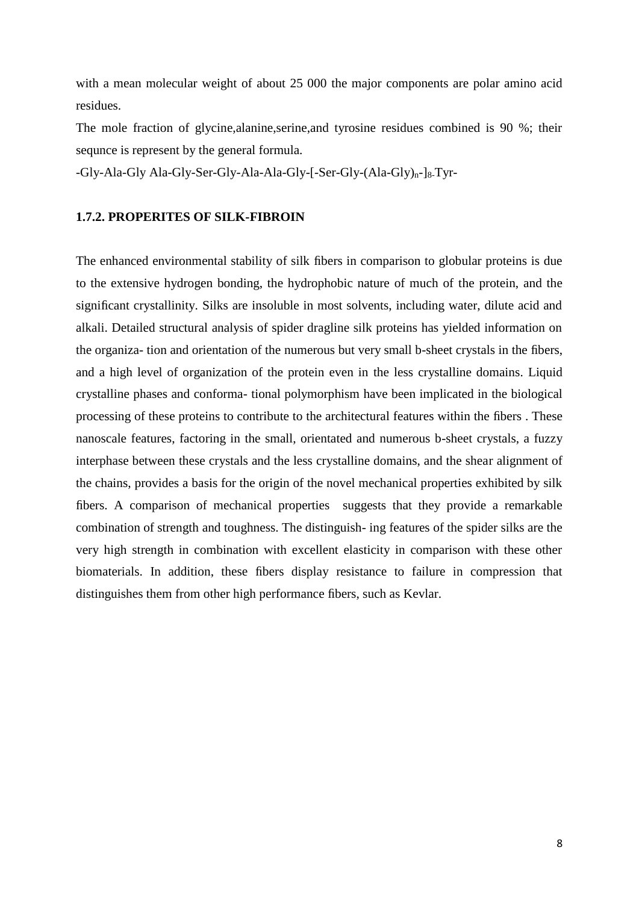with a mean molecular weight of about 25 000 the major components are polar amino acid residues.

The mole fraction of glycine,alanine,serine,and tyrosine residues combined is 90 %; their sequnce is represent by the general formula.

-Gly-Ala-Gly Ala-Gly-Ser-Gly-Ala-Ala-Gly-[-Ser-Gly-$(Ala-Gly)_n$-$]_8$-Tyr-

### 1.7.2. PROPERITES OF SILK-FIBROIN

The enhanced environmental stability of silk fibers in comparison to globular proteins is due to the extensive hydrogen bonding, the hydrophobic nature of much of the protein, and the significant crystallinity. Silks are insoluble in most solvents, including water, dilute acid and alkali. Detailed structural analysis of spider dragline silk proteins has yielded information on the organiza- tion and orientation of the numerous but very small b-sheet crystals in the fibers, and a high level of organization of the protein even in the less crystalline domains. Liquid crystalline phases and conforma- tional polymorphism have been implicated in the biological processing of these proteins to contribute to the architectural features within the fibers . These nanoscale features, factoring in the small, orientated and numerous b-sheet crystals, a fuzzy interphase between these crystals and the less crystalline domains, and the shear alignment of the chains, provides a basis for the origin of the novel mechanical properties exhibited by silk fibers. A comparison of mechanical properties suggests that they provide a remarkable combination of strength and toughness. The distinguish- ing features of the spider silks are the very high strength in combination with excellent elasticity in comparison with these other biomaterials. In addition, these fibers display resistance to failure in compression that distinguishes them from other high performance fibers, such as Kevlar.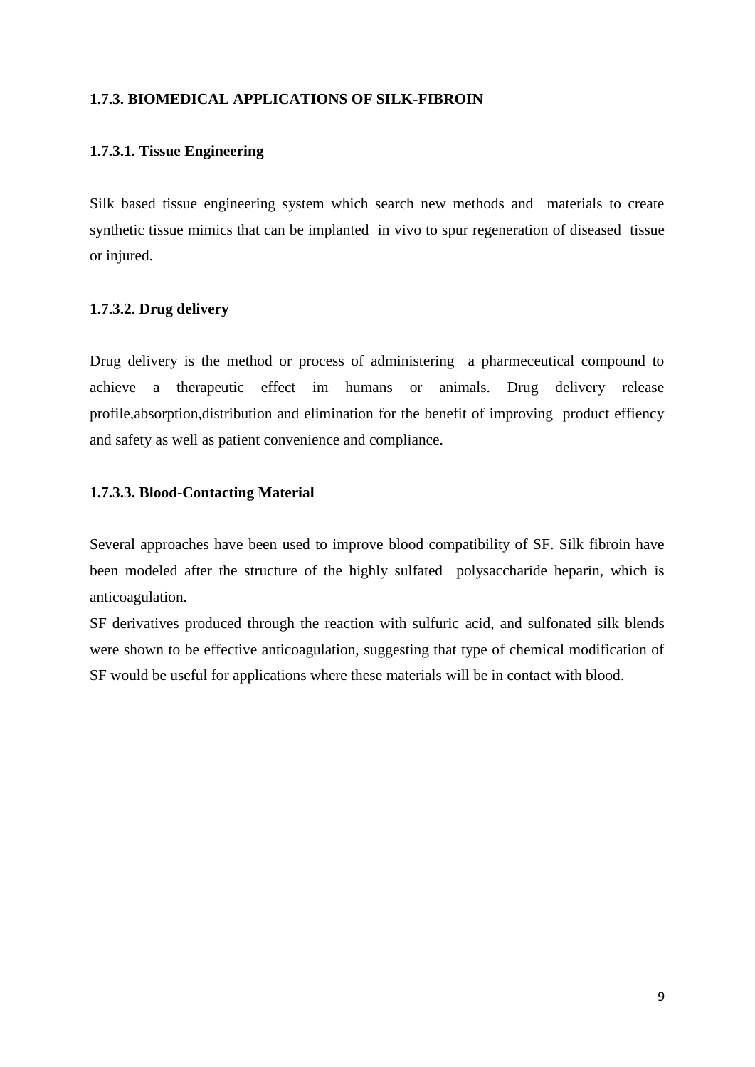### 1.7.3. BIOMEDICAL APPLICATIONS OF SILK-FIBROIN

#### 1.7.3.1. Tissue Engineering

Silk based tissue engineering system which search new methods and materials to create synthetic tissue mimics that can be implanted in vivo to spur regeneration of diseased tissue or injured.

#### 1.7.3.2. Drug delivery

Drug delivery is the method or process of administering a pharmeceutical compound to achieve a therapeutic effect im humans or animals. Drug delivery release profile,absorption,distribution and elimination for the benefit of improving product effiency and safety as well as patient convenience and compliance.

#### 1.7.3.3. Blood-Contacting Material

Several approaches have been used to improve blood compatibility of SF. Silk fibroin have been modeled after the structure of the highly sulfated polysaccharide heparin, which is anticoagulation.

SF derivatives produced through the reaction with sulfuric acid, and sulfonated silk blends were shown to be effective anticoagulation, suggesting that type of chemical modification of SF would be useful for applications where these materials will be in contact with blood.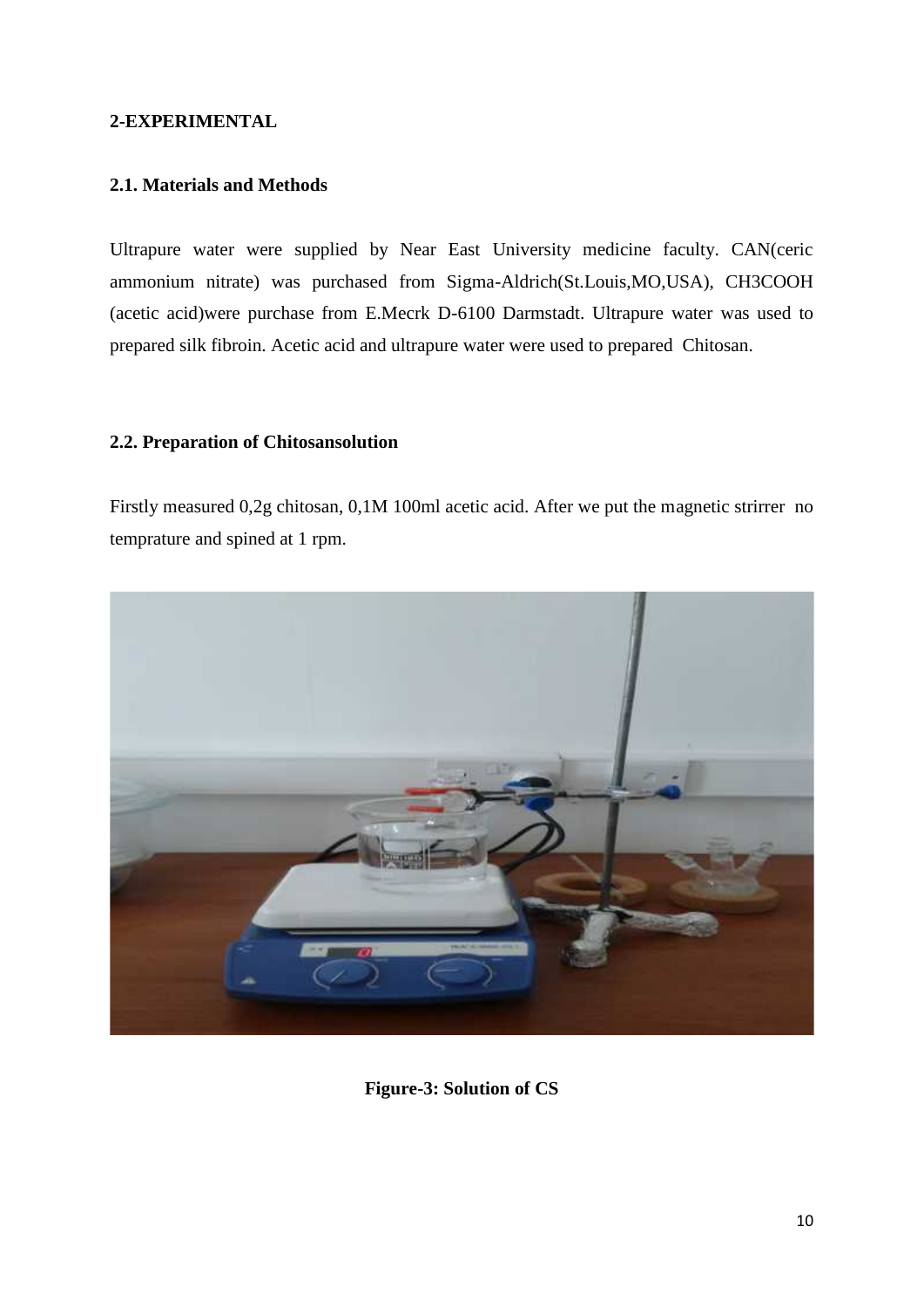## 2-EXPERIMENTAL

### 2.1. Materials and Methods

Ultrapure water were supplied by Near East University medicine faculty. CAN(ceric ammonium nitrate) was purchased from Sigma-Aldrich(St.Louis,MO,USA), $CH_3COOH$ (acetic acid)were purchase from E.Mecrk D-6100 Darmstadt. Ultrapure water was used to prepared silk fibroin. Acetic acid and ultrapure water were used to prepared Chitosan.

### 2.2. Preparation of Chitosansolution

Firstly measured 0,2g chitosan, 0,1M 100ml acetic acid. After we put the magnetic strirrer no temprature and spined at 1 rpm.

**Figure-3: Solution of CS**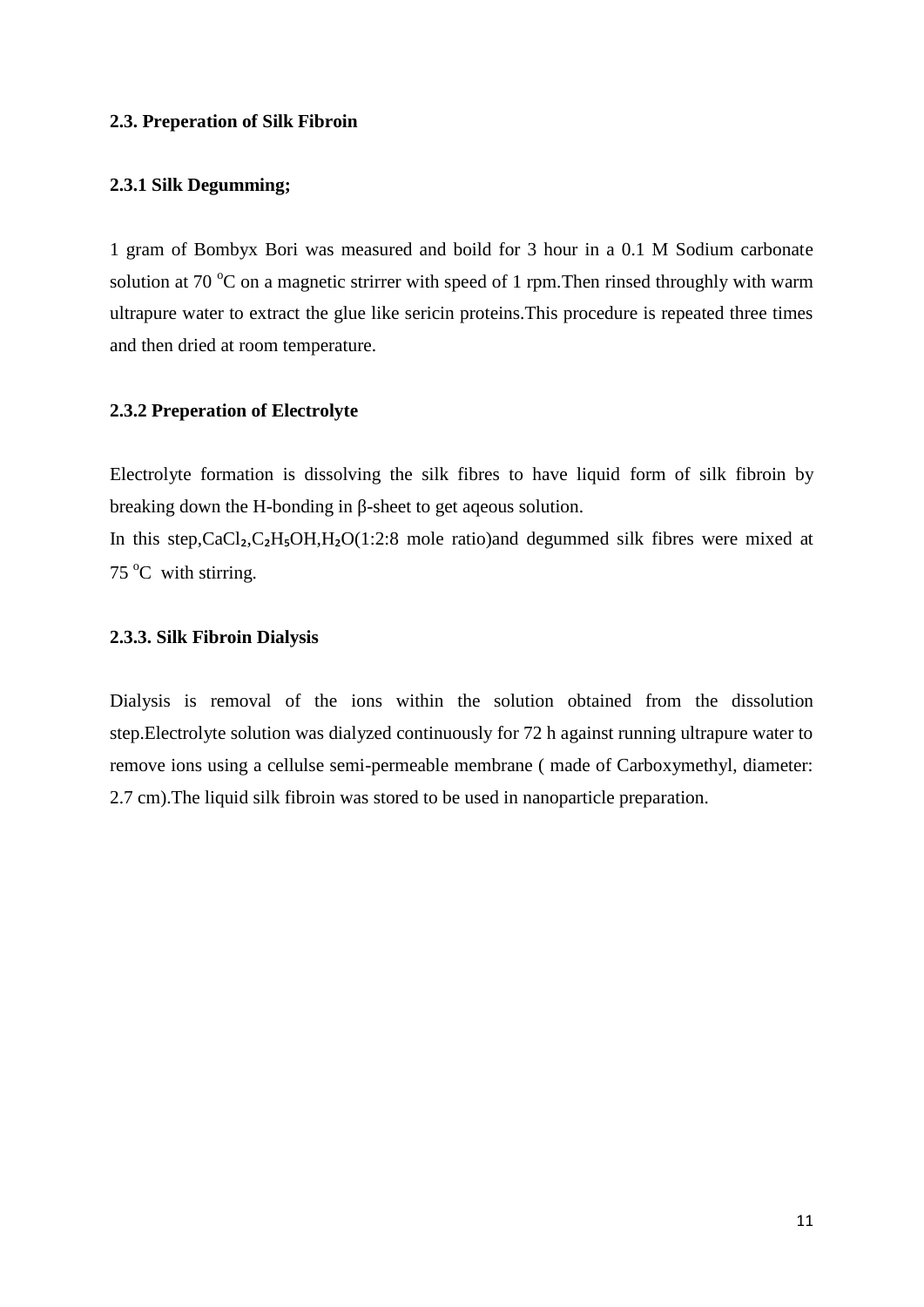### 2.3. Preperation of Silk Fibroin

#### 2.3.1 Silk Degumming;

1 gram of Bombyx Bori was measured and boild for 3 hour in a 0.1 M Sodium carbonate solution at 70 $^{o}$C on a magnetic strirrer with speed of 1 rpm.Then rinsed throughly with warm ultrapure water to extract the glue like sericin proteins.This procedure is repeated three times and then dried at room temperature.

#### 2.3.2 Preperation of Electrolyte

Electrolyte formation is dissolving the silk fibres to have liquid form of silk fibroin by breaking down the H-bonding in β-sheet to get aqeous solution.

In this step,$CaCl_2$,$C_2H_5OH$,$H_2O$(1:2:8 mole ratio)and degummed silk fibres were mixed at 75 $^{o}$C with stirring.

#### 2.3.3. Silk Fibroin Dialysis

Dialysis is removal of the ions within the solution obtained from the dissolution step.Electrolyte solution was dialyzed continuously for 72 h against running ultrapure water to remove ions using a cellulse semi-permeable membrane ( made of Carboxymethyl, diameter: 2.7 cm).The liquid silk fibroin was stored to be used in nanoparticle preparation.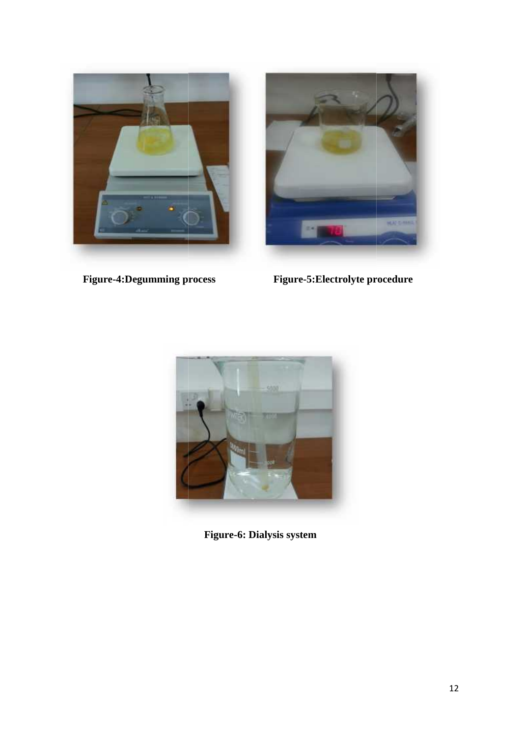Figure-4:Degumming process

Figure-5:Electrolyte procedure

Figure-6: Dialysis system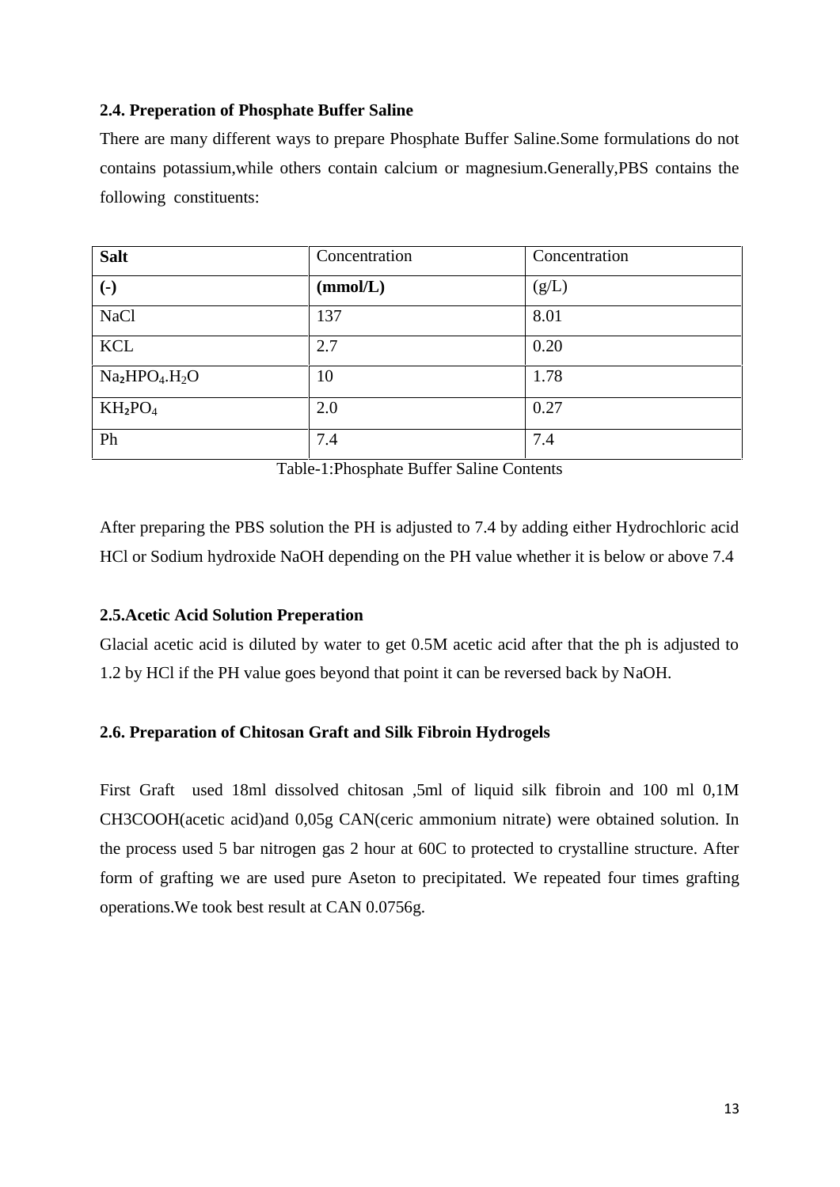### 2.4. Preperation of Phosphate Buffer Saline

There are many different ways to prepare Phosphate Buffer Saline.Some formulations do not contains potassium,while others contain calcium or magnesium.Generally,PBS contains the following constituents:

| **Salt** | Concentration | Concentration |
|---|---|---|
| **(-)** | **(mmol/L)** | (g/L) |
| NaCl | 137 | 8.01 |
| KCL | 2.7 | 0.20 |
| $Na_2HPO_4.H_2O$ | 10 | 1.78 |
| $KH_2PO_4$ | 2.0 | 0.27 |
| Ph | 7.4 | 7.4 |

Table-1:Phosphate Buffer Saline Contents

After preparing the PBS solution the PH is adjusted to 7.4 by adding either Hydrochloric acid HCl or Sodium hydroxide NaOH depending on the PH value whether it is below or above 7.4

### 2.5.Acetic Acid Solution Preperation

Glacial acetic acid is diluted by water to get 0.5M acetic acid after that the ph is adjusted to 1.2 by HCl if the PH value goes beyond that point it can be reversed back by NaOH.

### 2.6. Preparation of Chitosan Graft and Silk Fibroin Hydrogels

First Graft used 18ml dissolved chitosan ,5ml of liquid silk fibroin and 100 ml 0,1M CH3COOH(acetic acid)and 0,05g CAN(ceric ammonium nitrate) were obtained solution. In the process used 5 bar nitrogen gas 2 hour at 60C to protected to crystalline structure. After form of grafting we are used pure Aseton to precipitated. We repeated four times grafting operations.We took best result at CAN 0.0756g.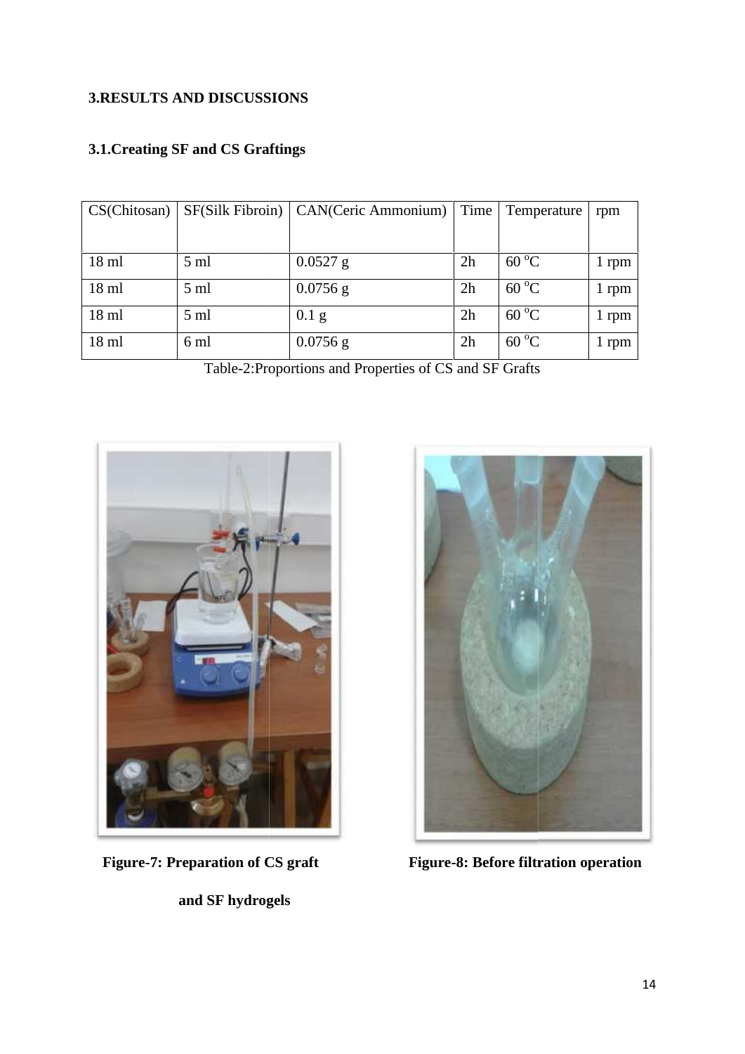# 3.RESULTS AND DISCUSSIONS

## 3.1.Creating SF and CS Graftings

| CS(Chitosan) | SF(Silk Fibroin) | CAN(Ceric Ammonium) | Time | Temperature | rpm |
|---|---|---|---|---|---|
| 18 ml | 5 ml | 0.0527 g | 2h | 60 $^{o}C$ | 1 rpm |
| 18 ml | 5 ml | 0.0756 g | 2h | 60 $^{o}C$ | 1 rpm |
| 18 ml | 5 ml | 0.1 g | 2h | 60 $^{o}C$ | 1 rpm |
| 18 ml | 6 ml | 0.0756 g | 2h | 60 $^{o}C$ | 1 rpm |

Table-2:Proportions and Properties of CS and SF Grafts

**Figure-7: Preparation of CS graft and SF hydrogels**

**Figure-8: Before filtration operation**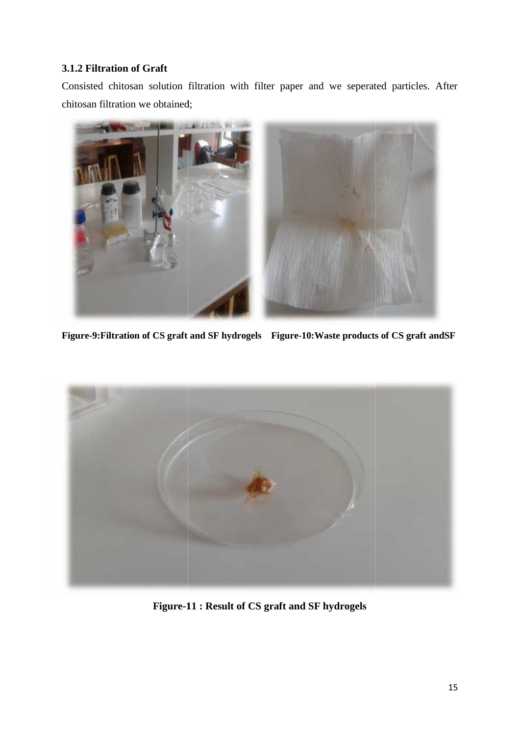### 3.1.2 Filtration of Graft

Consisted chitosan solution filtration with filter paper and we seperated particles. After chitosan filtration we obtained;

**Figure-9:Filtration of CS graft and SF hydrogels** **Figure-10:Waste products of CS graft andSF**

**Figure-11 : Result of CS graft and SF hydrogels**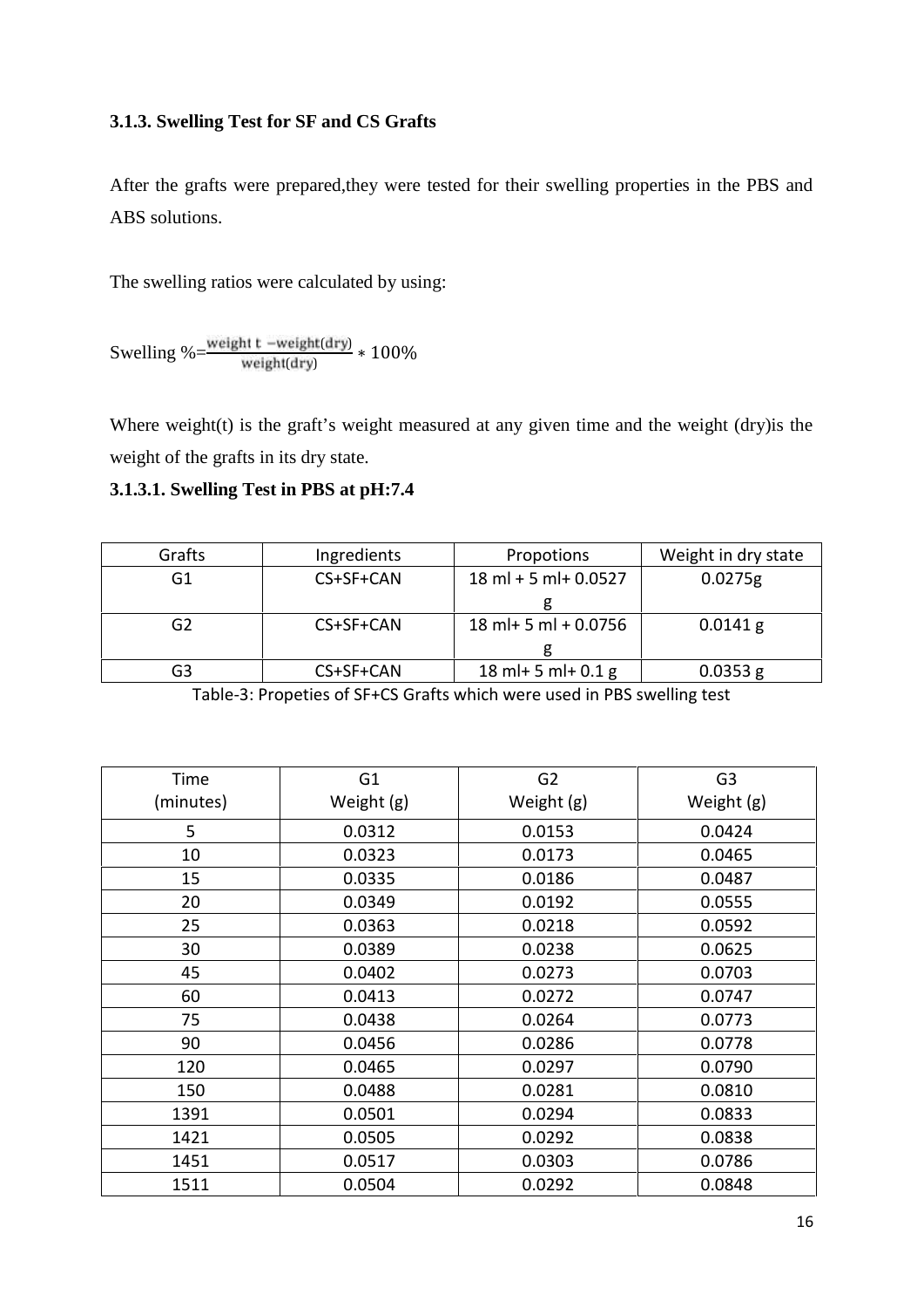### 3.1.3. Swelling Test for SF and CS Grafts

After the grafts were prepared,they were tested for their swelling properties in the PBS and ABS solutions.

The swelling ratios were calculated by using:

Swelling %= $\frac{\text{weight t} - \text{weight(dry)}}{\text{weight(dry)}} * 100\%$

Where weight(t) is the graft's weight measured at any given time and the weight (dry)is the weight of the grafts in its dry state.

#### 3.1.3.1. Swelling Test in PBS at pH:7.4

| Grafts | Ingredients | Propotions | Weight in dry state |
|---|---|---|---|
| G1 | CS+SF+CAN | 18 ml + 5 ml+ 0.0527 g | 0.0275g |
| G2 | CS+SF+CAN | 18 ml+ 5 ml + 0.0756 g | 0.0141 g |
| G3 | CS+SF+CAN | 18 ml+ 5 ml+ 0.1 g | 0.0353 g |

Table-3: Propeties of SF+CS Grafts which were used in PBS swelling test

| Time (minutes) | G1 Weight (g) | G2 Weight (g) | G3 Weight (g) |
|---|---|---|---|
| 5 | 0.0312 | 0.0153 | 0.0424 |
| 10 | 0.0323 | 0.0173 | 0.0465 |
| 15 | 0.0335 | 0.0186 | 0.0487 |
| 20 | 0.0349 | 0.0192 | 0.0555 |
| 25 | 0.0363 | 0.0218 | 0.0592 |
| 30 | 0.0389 | 0.0238 | 0.0625 |
| 45 | 0.0402 | 0.0273 | 0.0703 |
| 60 | 0.0413 | 0.0272 | 0.0747 |
| 75 | 0.0438 | 0.0264 | 0.0773 |
| 90 | 0.0456 | 0.0286 | 0.0778 |
| 120 | 0.0465 | 0.0297 | 0.0790 |
| 150 | 0.0488 | 0.0281 | 0.0810 |
| 1391 | 0.0501 | 0.0294 | 0.0833 |
| 1421 | 0.0505 | 0.0292 | 0.0838 |
| 1451 | 0.0517 | 0.0303 | 0.0786 |
| 1511 | 0.0504 | 0.0292 | 0.0848 |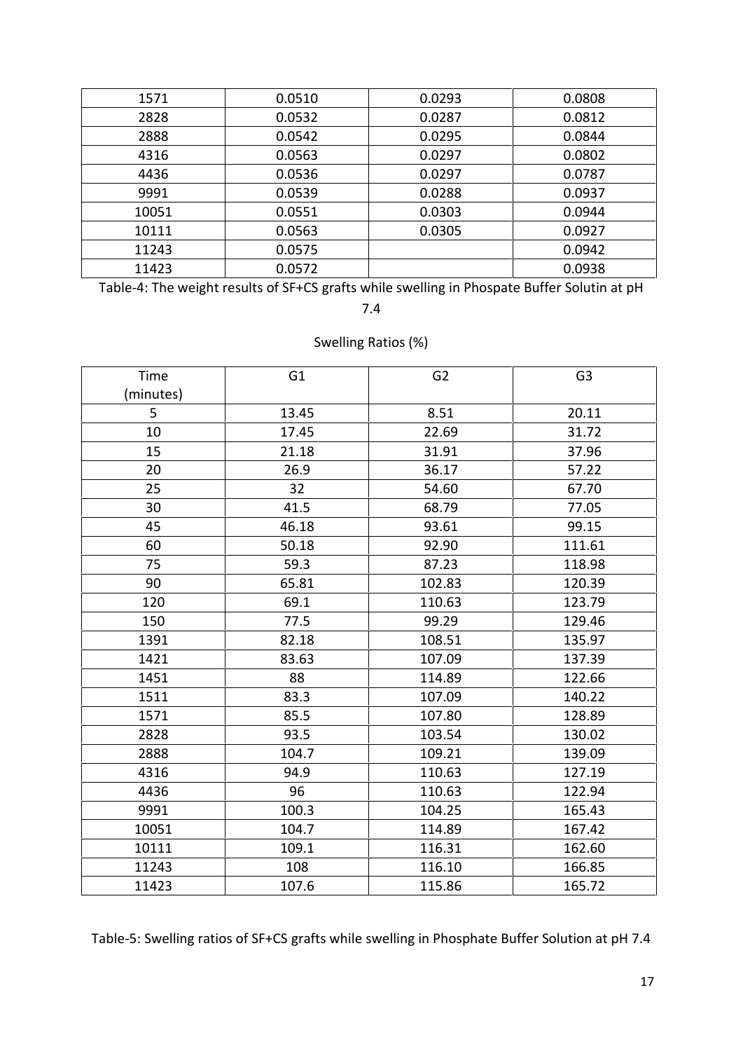| 1571 | 0.0510 | 0.0293 | 0.0808 |
|---|---|---|---|
| 2828 | 0.0532 | 0.0287 | 0.0812 |
| 2888 | 0.0542 | 0.0295 | 0.0844 |
| 4316 | 0.0563 | 0.0297 | 0.0802 |
| 4436 | 0.0536 | 0.0297 | 0.0787 |
| 9991 | 0.0539 | 0.0288 | 0.0937 |
| 10051 | 0.0551 | 0.0303 | 0.0944 |
| 10111 | 0.0563 | 0.0305 | 0.0927 |
| 11243 | 0.0575 | | 0.0942 |
| 11423 | 0.0572 | | 0.0938 |

Table-4: The weight results of SF+CS grafts while swelling in Phospate Buffer Solutin at pH 7.4

Swelling Ratios (%)

| Time (minutes) | G1 | G2 | G3 |
|---|---|---|---|
| 5 | 13.45 | 8.51 | 20.11 |
| 10 | 17.45 | 22.69 | 31.72 |
| 15 | 21.18 | 31.91 | 37.96 |
| 20 | 26.9 | 36.17 | 57.22 |
| 25 | 32 | 54.60 | 67.70 |
| 30 | 41.5 | 68.79 | 77.05 |
| 45 | 46.18 | 93.61 | 99.15 |
| 60 | 50.18 | 92.90 | 111.61 |
| 75 | 59.3 | 87.23 | 118.98 |
| 90 | 65.81 | 102.83 | 120.39 |
| 120 | 69.1 | 110.63 | 123.79 |
| 150 | 77.5 | 99.29 | 129.46 |
| 1391 | 82.18 | 108.51 | 135.97 |
| 1421 | 83.63 | 107.09 | 137.39 |
| 1451 | 88 | 114.89 | 122.66 |
| 1511 | 83.3 | 107.09 | 140.22 |
| 1571 | 85.5 | 107.80 | 128.89 |
| 2828 | 93.5 | 103.54 | 130.02 |
| 2888 | 104.7 | 109.21 | 139.09 |
| 4316 | 94.9 | 110.63 | 127.19 |
| 4436 | 96 | 110.63 | 122.94 |
| 9991 | 100.3 | 104.25 | 165.43 |
| 10051 | 104.7 | 114.89 | 167.42 |
| 10111 | 109.1 | 116.31 | 162.60 |
| 11243 | 108 | 116.10 | 166.85 |
| 11423 | 107.6 | 115.86 | 165.72 |

Table-5: Swelling ratios of SF+CS grafts while swelling in Phosphate Buffer Solution at pH 7.4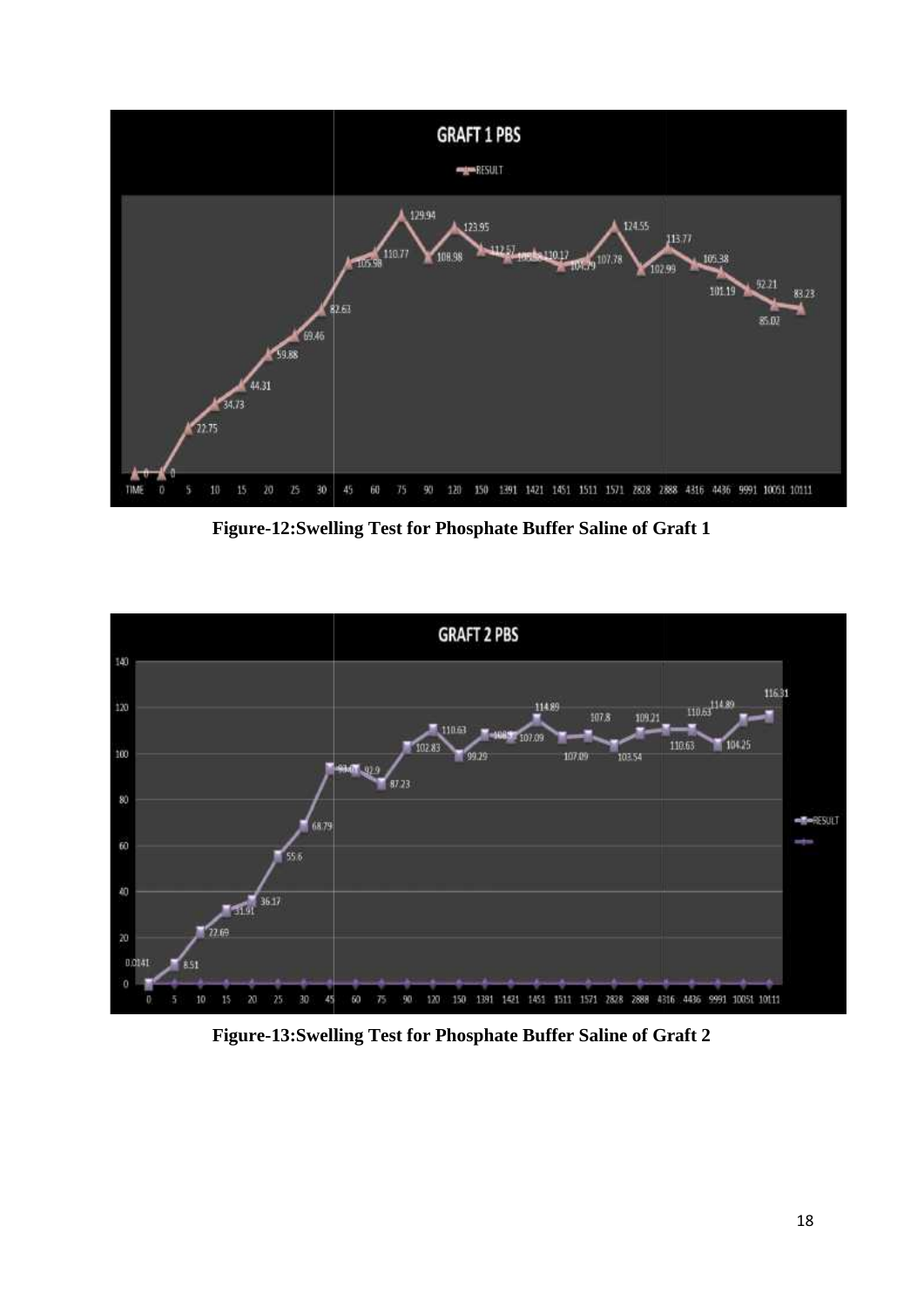Figure-12:Swelling Test for Phosphate Buffer Saline of Graft 1

Figure-13:Swelling Test for Phosphate Buffer Saline of Graft 2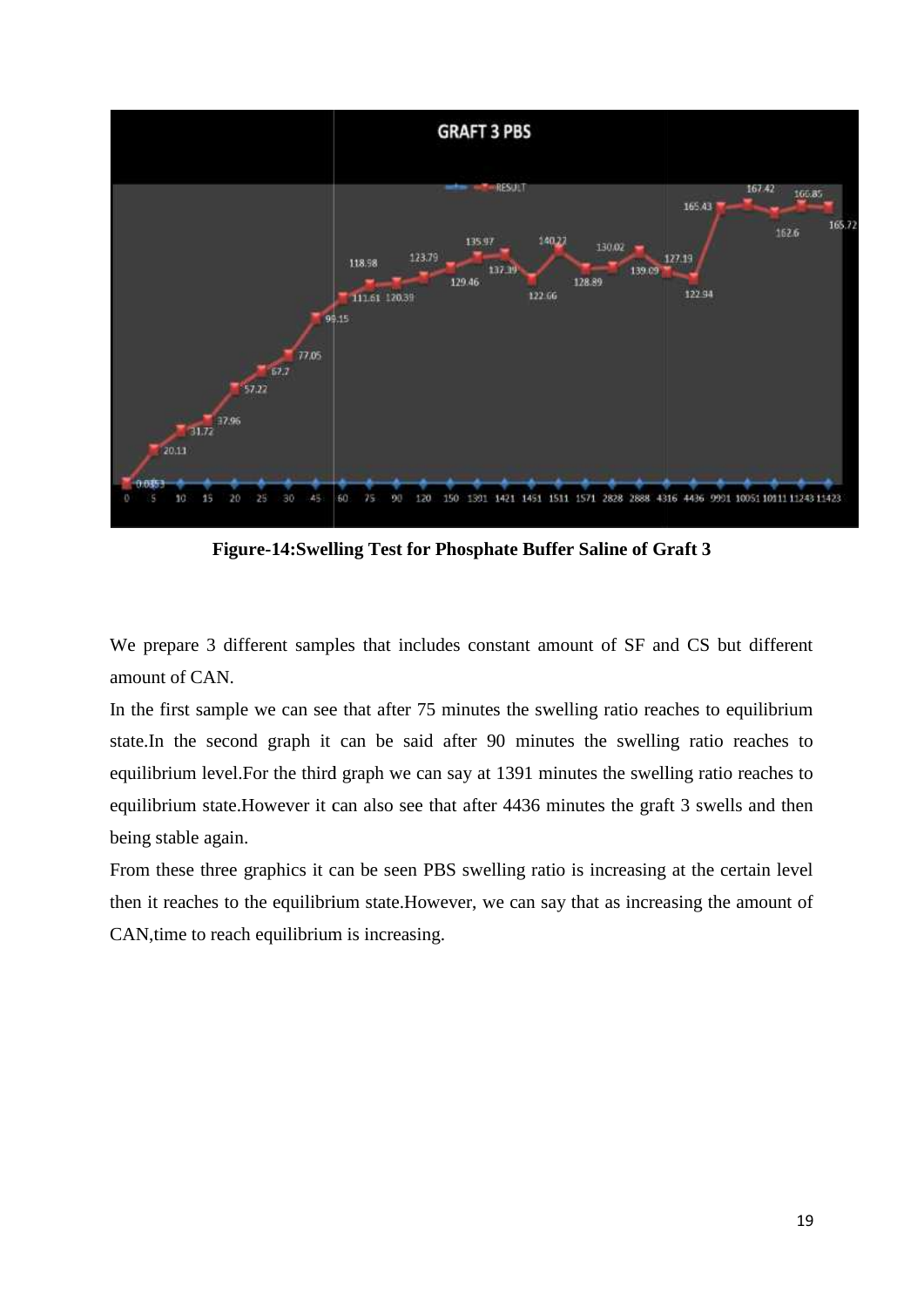Figure-14:Swelling Test for Phosphate Buffer Saline of Graft 3

We prepare 3 different samples that includes constant amount of SF and CS but different amount of CAN.

In the first sample we can see that after 75 minutes the swelling ratio reaches to equilibrium state.In the second graph it can be said after 90 minutes the swelling ratio reaches to equilibrium level.For the third graph we can say at 1391 minutes the swelling ratio reaches to equilibrium state.However it can also see that after 4436 minutes the graft 3 swells and then being stable again.

From these three graphics it can be seen PBS swelling ratio is increasing at the certain level then it reaches to the equilibrium state.However, we can say that as increasing the amount of CAN,time to reach equilibrium is increasing.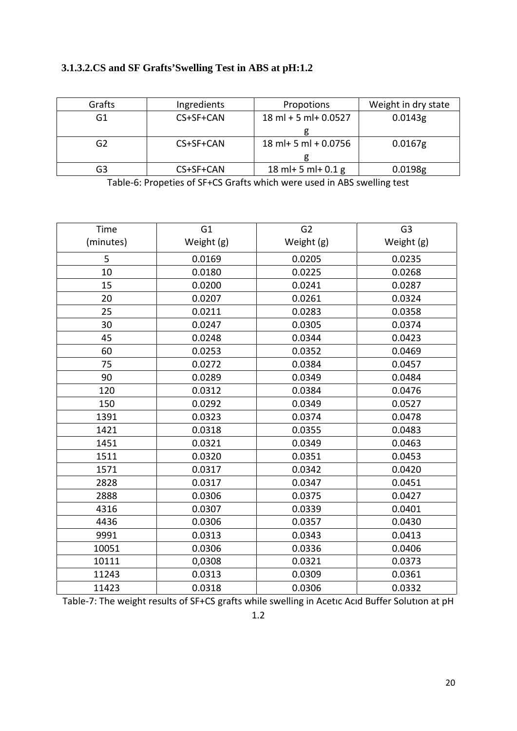### 3.1.3.2.CS and SF Grafts'Swelling Test in ABS at pH:1.2

| Grafts | Ingredients | Propotions | Weight in dry state |
|---|---|---|---|
| G1 | CS+SF+CAN | 18 ml + 5 ml+ 0.0527 g | 0.0143g |
| G2 | CS+SF+CAN | 18 ml+ 5 ml + 0.0756 g | 0.0167g |
| G3 | CS+SF+CAN | 18 ml+ 5 ml+ 0.1 g | 0.0198g |

Table-6: Propeties of SF+CS Grafts which were used in ABS swelling test

| Time (minutes) | G1 Weight (g) | G2 Weight (g) | G3 Weight (g) |
|---|---|---|---|
| 5 | 0.0169 | 0.0205 | 0.0235 |
| 10 | 0.0180 | 0.0225 | 0.0268 |
| 15 | 0.0200 | 0.0241 | 0.0287 |
| 20 | 0.0207 | 0.0261 | 0.0324 |
| 25 | 0.0211 | 0.0283 | 0.0358 |
| 30 | 0.0247 | 0.0305 | 0.0374 |
| 45 | 0.0248 | 0.0344 | 0.0423 |
| 60 | 0.0253 | 0.0352 | 0.0469 |
| 75 | 0.0272 | 0.0384 | 0.0457 |
| 90 | 0.0289 | 0.0349 | 0.0484 |
| 120 | 0.0312 | 0.0384 | 0.0476 |
| 150 | 0.0292 | 0.0349 | 0.0527 |
| 1391 | 0.0323 | 0.0374 | 0.0478 |
| 1421 | 0.0318 | 0.0355 | 0.0483 |
| 1451 | 0.0321 | 0.0349 | 0.0463 |
| 1511 | 0.0320 | 0.0351 | 0.0453 |
| 1571 | 0.0317 | 0.0342 | 0.0420 |
| 2828 | 0.0317 | 0.0347 | 0.0451 |
| 2888 | 0.0306 | 0.0375 | 0.0427 |
| 4316 | 0.0307 | 0.0339 | 0.0401 |
| 4436 | 0.0306 | 0.0357 | 0.0430 |
| 9991 | 0.0313 | 0.0343 | 0.0413 |
| 10051 | 0.0306 | 0.0336 | 0.0406 |
| 10111 | 0,0308 | 0.0321 | 0.0373 |
| 11243 | 0.0313 | 0.0309 | 0.0361 |
| 11423 | 0.0318 | 0.0306 | 0.0332 |

Table-7: The weight results of SF+CS grafts while swelling in Acetıc Acıd Buffer Solutıon at pH 1.2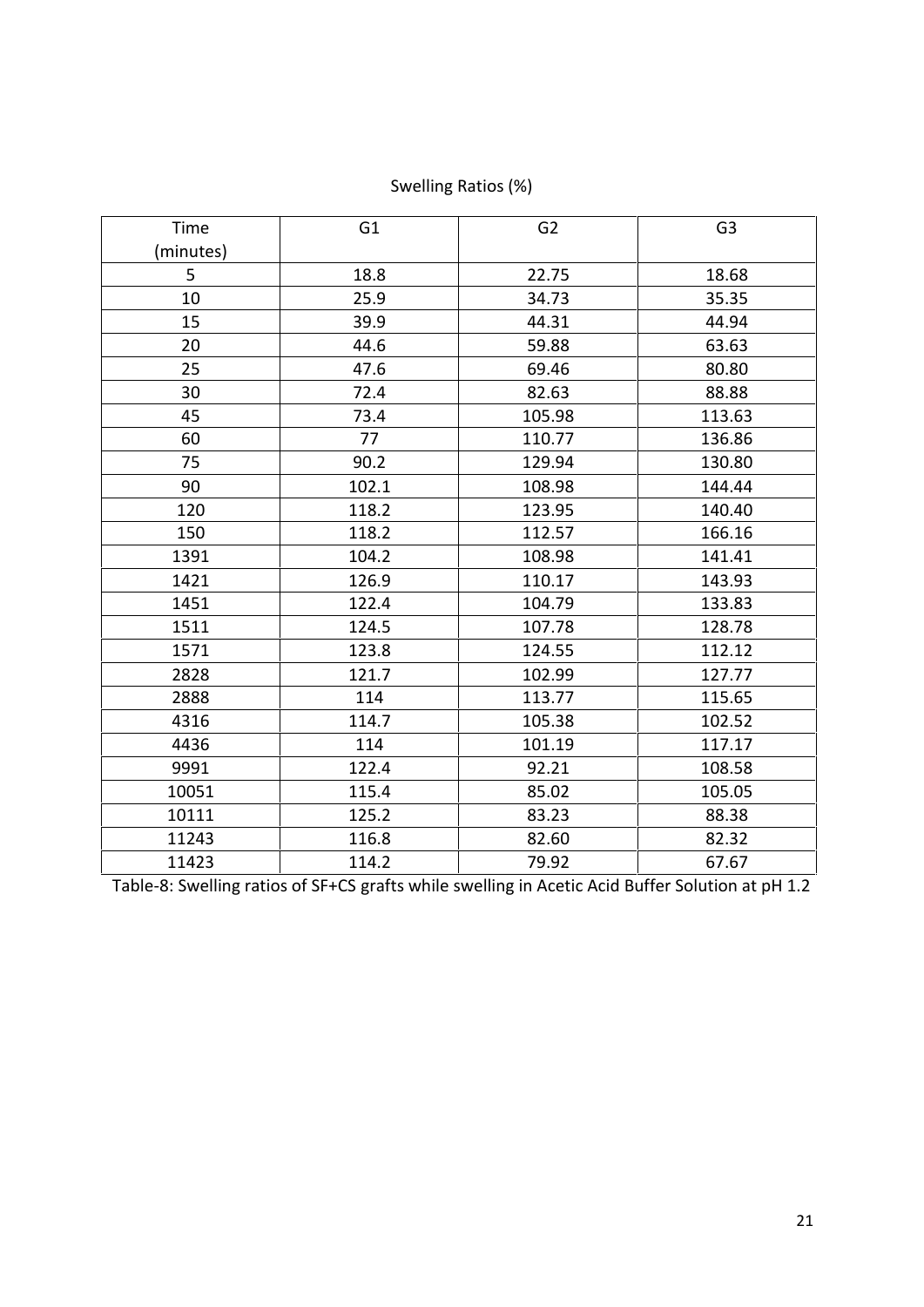Swelling Ratios (%)

| Time (minutes) | G1 | G2 | G3 |
|---|---|---|---|
| 5 | 18.8 | 22.75 | 18.68 |
| 10 | 25.9 | 34.73 | 35.35 |
| 15 | 39.9 | 44.31 | 44.94 |
| 20 | 44.6 | 59.88 | 63.63 |
| 25 | 47.6 | 69.46 | 80.80 |
| 30 | 72.4 | 82.63 | 88.88 |
| 45 | 73.4 | 105.98 | 113.63 |
| 60 | 77 | 110.77 | 136.86 |
| 75 | 90.2 | 129.94 | 130.80 |
| 90 | 102.1 | 108.98 | 144.44 |
| 120 | 118.2 | 123.95 | 140.40 |
| 150 | 118.2 | 112.57 | 166.16 |
| 1391 | 104.2 | 108.98 | 141.41 |
| 1421 | 126.9 | 110.17 | 143.93 |
| 1451 | 122.4 | 104.79 | 133.83 |
| 1511 | 124.5 | 107.78 | 128.78 |
| 1571 | 123.8 | 124.55 | 112.12 |
| 2828 | 121.7 | 102.99 | 127.77 |
| 2888 | 114 | 113.77 | 115.65 |
| 4316 | 114.7 | 105.38 | 102.52 |
| 4436 | 114 | 101.19 | 117.17 |
| 9991 | 122.4 | 92.21 | 108.58 |
| 10051 | 115.4 | 85.02 | 105.05 |
| 10111 | 125.2 | 83.23 | 88.38 |
| 11243 | 116.8 | 82.60 | 82.32 |
| 11423 | 114.2 | 79.92 | 67.67 |

Table-8: Swelling ratios of SF+CS grafts while swelling in Acetic Acid Buffer Solution at pH 1.2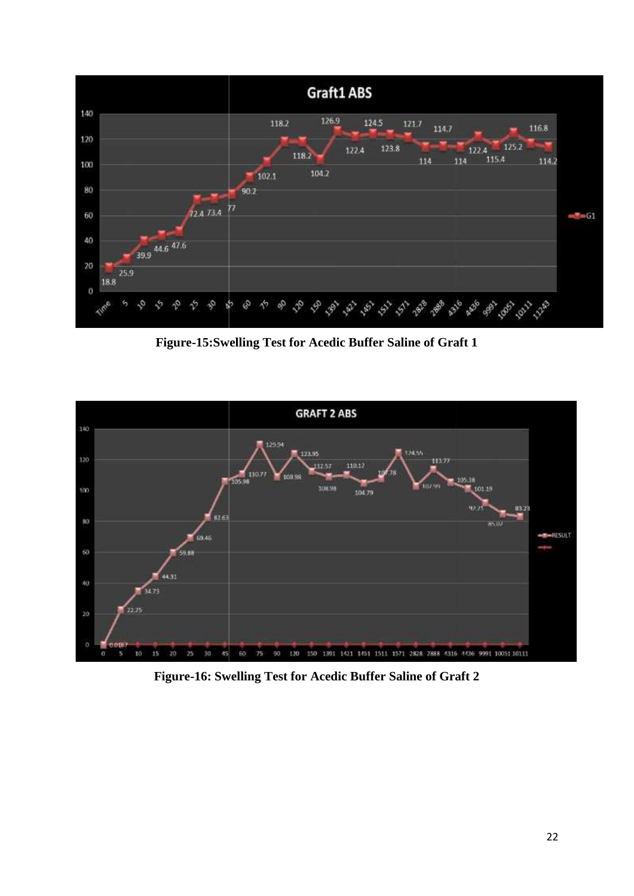Figure-15:Swelling Test for Acedic Buffer Saline of Graft 1

Figure-16: Swelling Test for Acedic Buffer Saline of Graft 2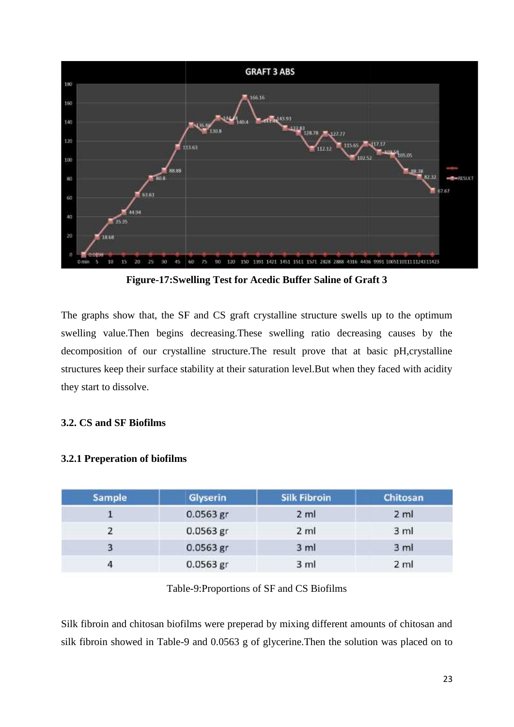**Figure-17:Swelling Test for Acedic Buffer Saline of Graft 3**

The graphs show that, the SF and CS graft crystalline structure swells up to the optimum swelling value.Then begins decreasing.These swelling ratio decreasing causes by the decomposition of our crystalline structure.The result prove that at basic pH,crystalline structures keep their surface stability at their saturation level.But when they faced with acidity they start to dissolve.

### 3.2. CS and SF Biofilms

#### 3.2.1 Preperation of biofilms

| Sample | Glyserin | Silk Fibroin | Chitosan |
|---|---|---|---|
| 1 | 0.0563 gr | 2 ml | 2 ml |
| 2 | 0.0563 gr | 2 ml | 3 ml |
| 3 | 0.0563 gr | 3 ml | 3 ml |
| 4 | 0.0563 gr | 3 ml | 2 ml |

Table-9:Proportions of SF and CS Biofilms

Silk fibroin and chitosan biofilms were preperad by mixing different amounts of chitosan and silk fibroin showed in Table-9 and 0.0563 g of glycerine.Then the solution was placed on to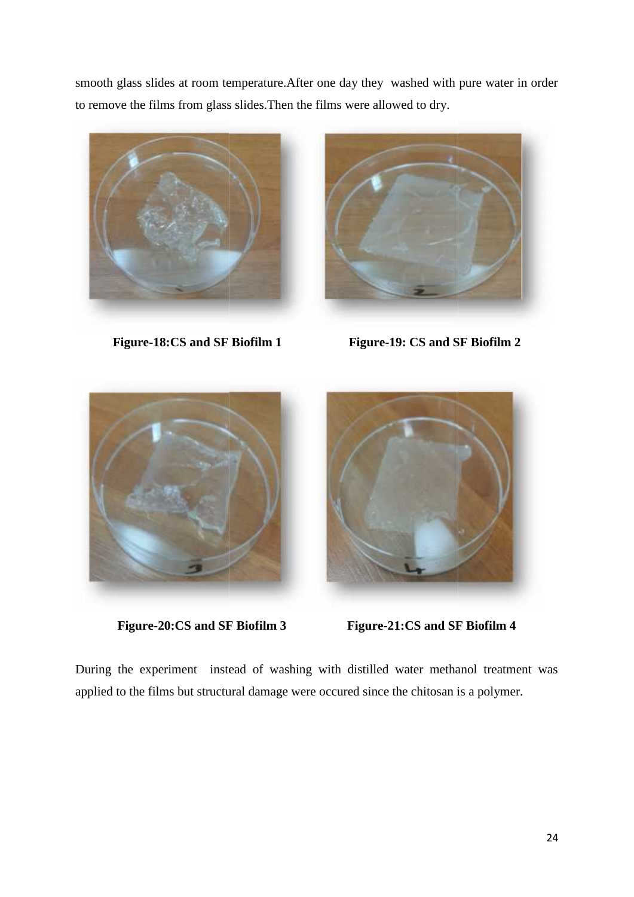smooth glass slides at room temperature.After one day they washed with pure water in order to remove the films from glass slides.Then the films were allowed to dry.

**Figure-18:CS and SF Biofilm 1**

**Figure-19: CS and SF Biofilm 2**

**Figure-20:CS and SF Biofilm 3**

**Figure-21:CS and SF Biofilm 4**

During the experiment instead of washing with distilled water methanol treatment was applied to the films but structural damage were occured since the chitosan is a polymer.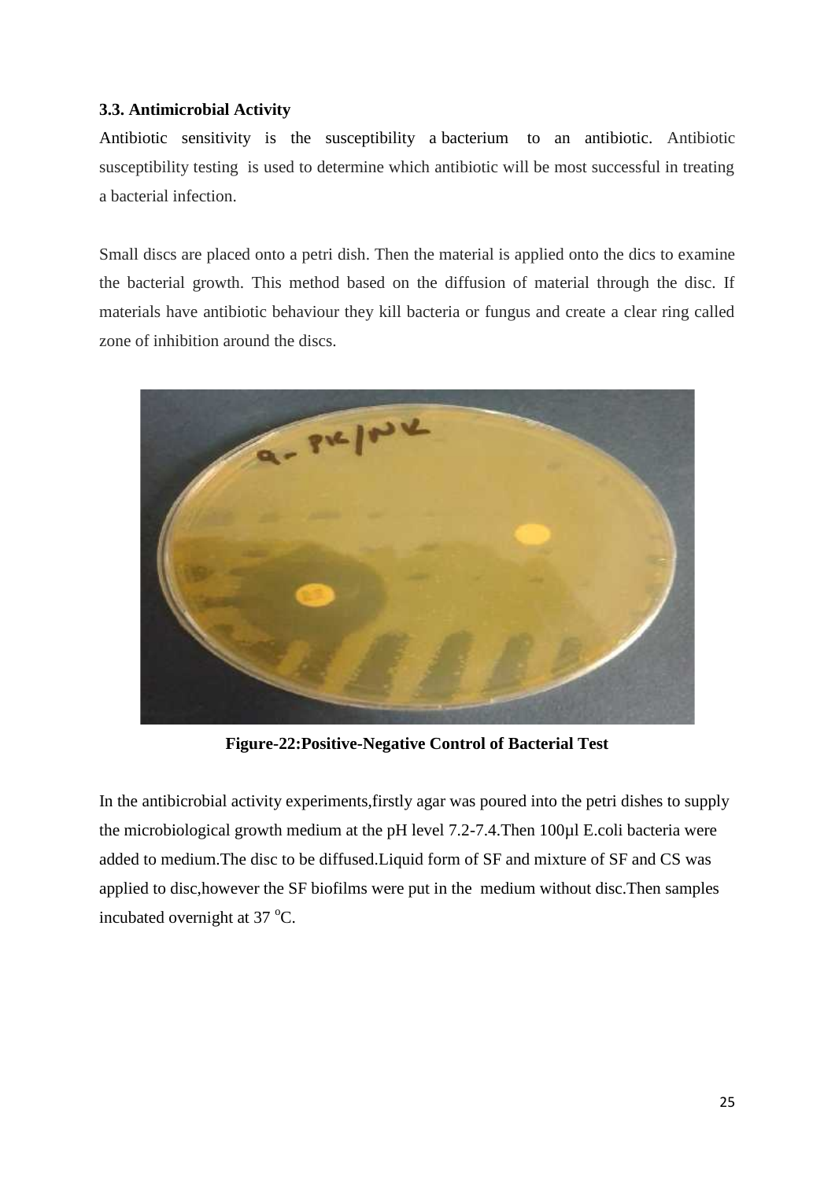### 3.3. Antimicrobial Activity

Antibiotic sensitivity is the susceptibility a bacterium to an antibiotic. Antibiotic susceptibility testing is used to determine which antibiotic will be most successful in treating a bacterial infection.

Small discs are placed onto a petri dish. Then the material is applied onto the dics to examine the bacterial growth. This method based on the diffusion of material through the disc. If materials have antibiotic behaviour they kill bacteria or fungus and create a clear ring called zone of inhibition around the discs.

**Figure-22:Positive-Negative Control of Bacterial Test**

In the antibicrobial activity experiments,firstly agar was poured into the petri dishes to supply the microbiological growth medium at the pH level 7.2-7.4.Then 100µl E.coli bacteria were added to medium.The disc to be diffused.Liquid form of SF and mixture of SF and CS was applied to disc,however the SF biofilms were put in the medium without disc.Then samples incubated overnight at 37 $^oC$.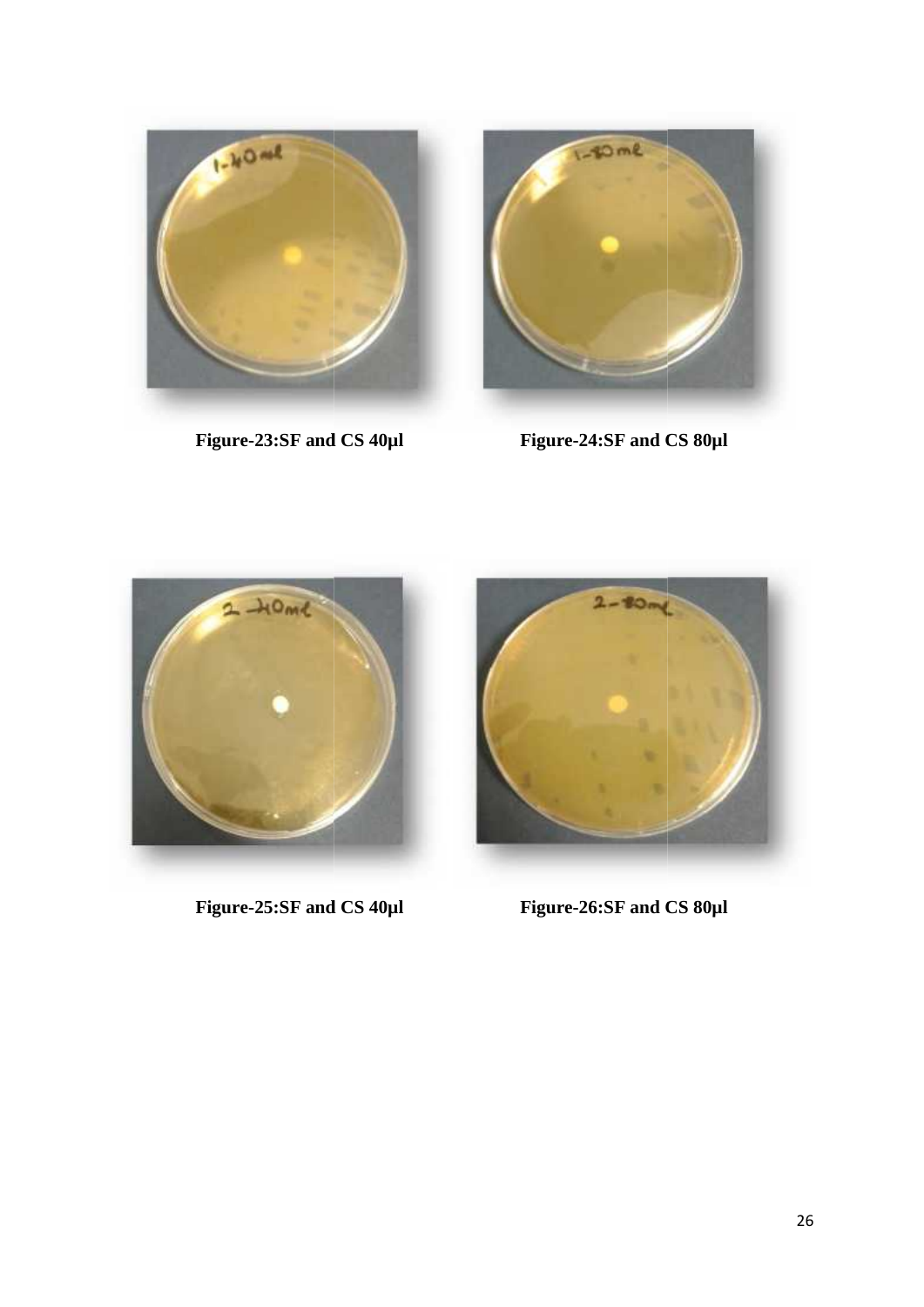Figure-23:SF and CS 40µl

Figure-24:SF and CS 80µl

Figure-25:SF and CS 40µl

Figure-26:SF and CS 80µl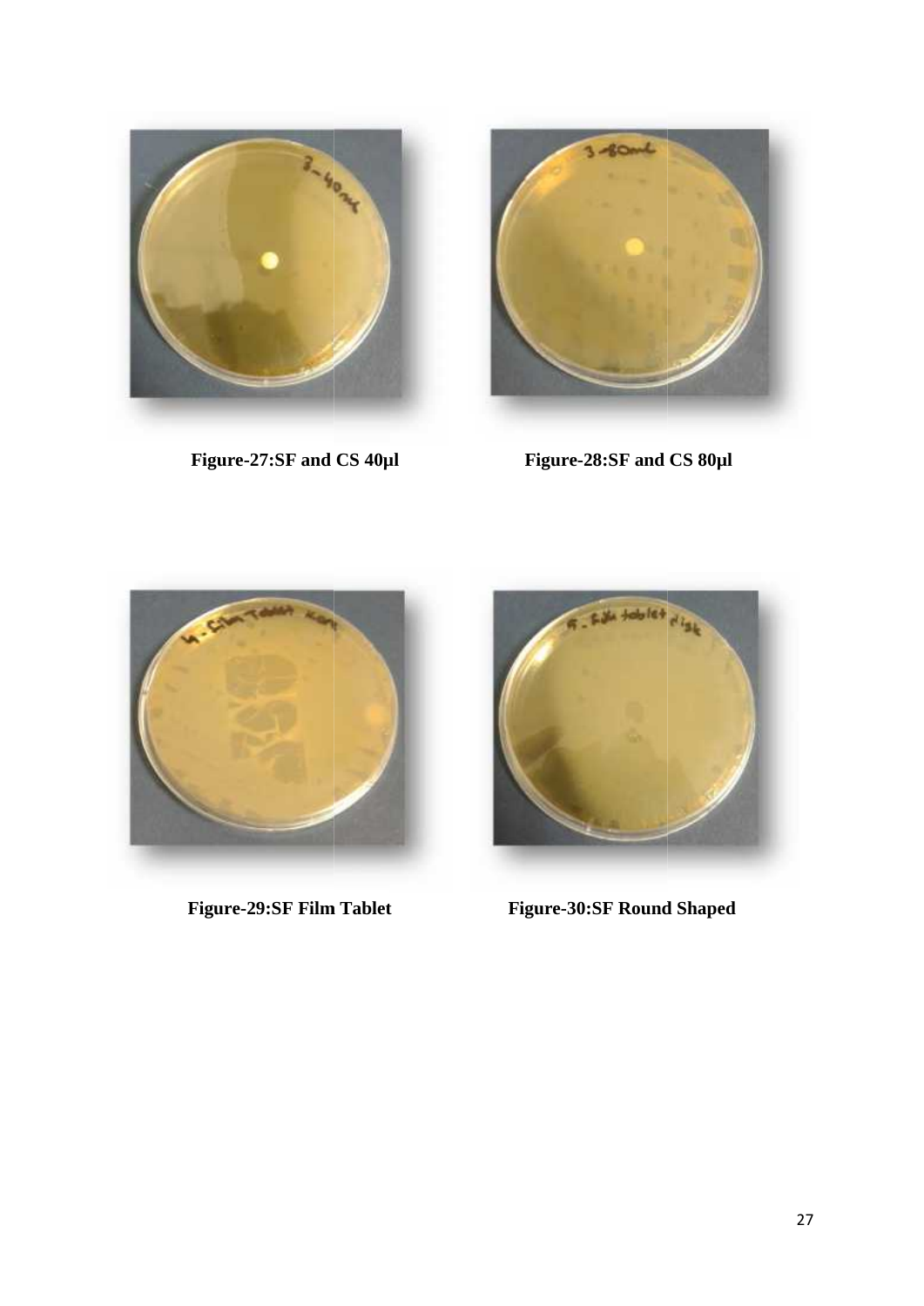Figure-27:SF and CS 40µl

Figure-28:SF and CS 80µl

Figure-29:SF Film Tablet

Figure-30:SF Round Shaped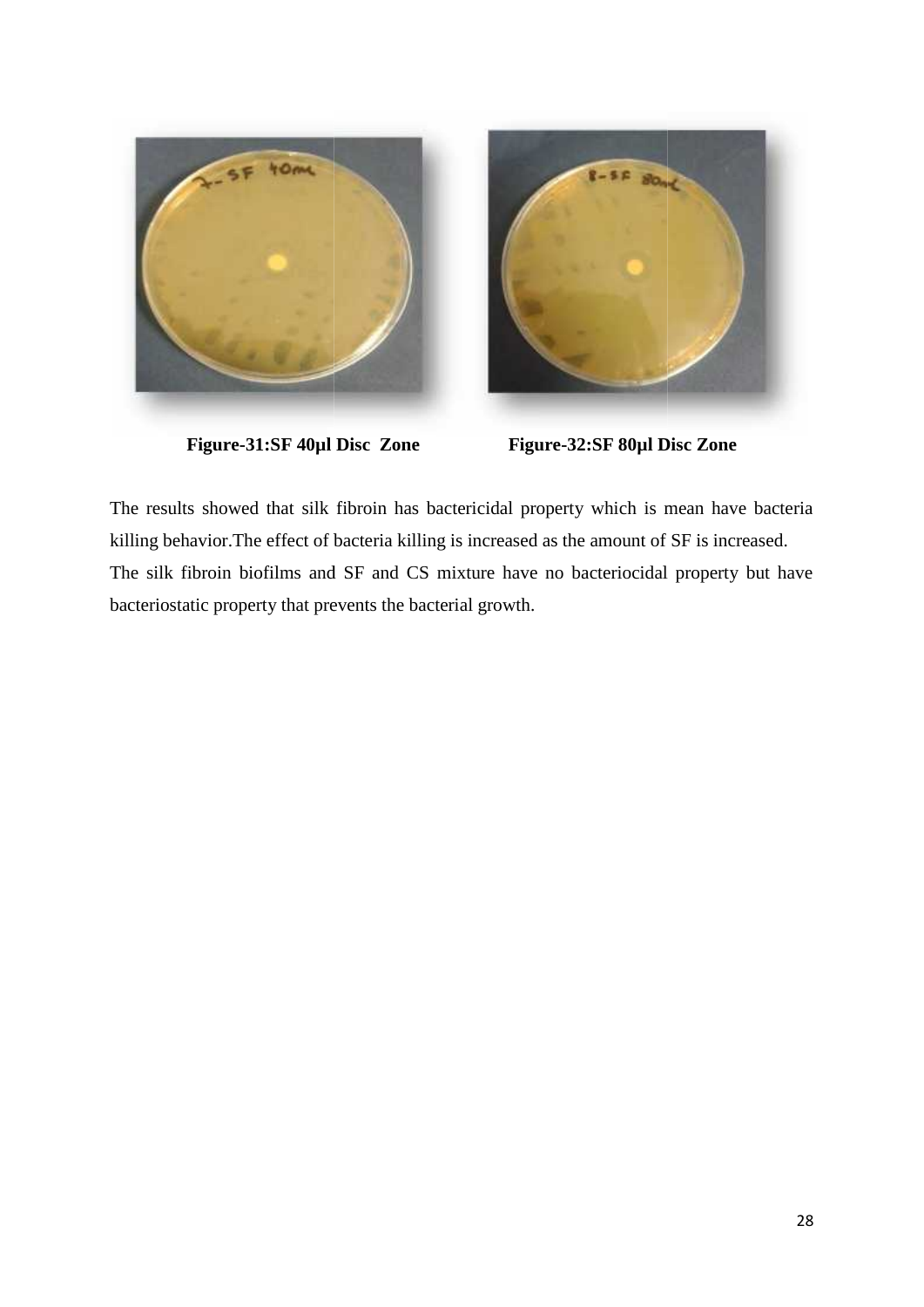**Figure-31:SF 40µl Disc Zone** **Figure-32:SF 80µl Disc Zone**

The results showed that silk fibroin has bactericidal property which is mean have bacteria killing behavior.The effect of bacteria killing is increased as the amount of SF is increased.
The silk fibroin biofilms and SF and CS mixture have no bacteriocidal property but have bacteriostatic property that prevents the bacterial growth.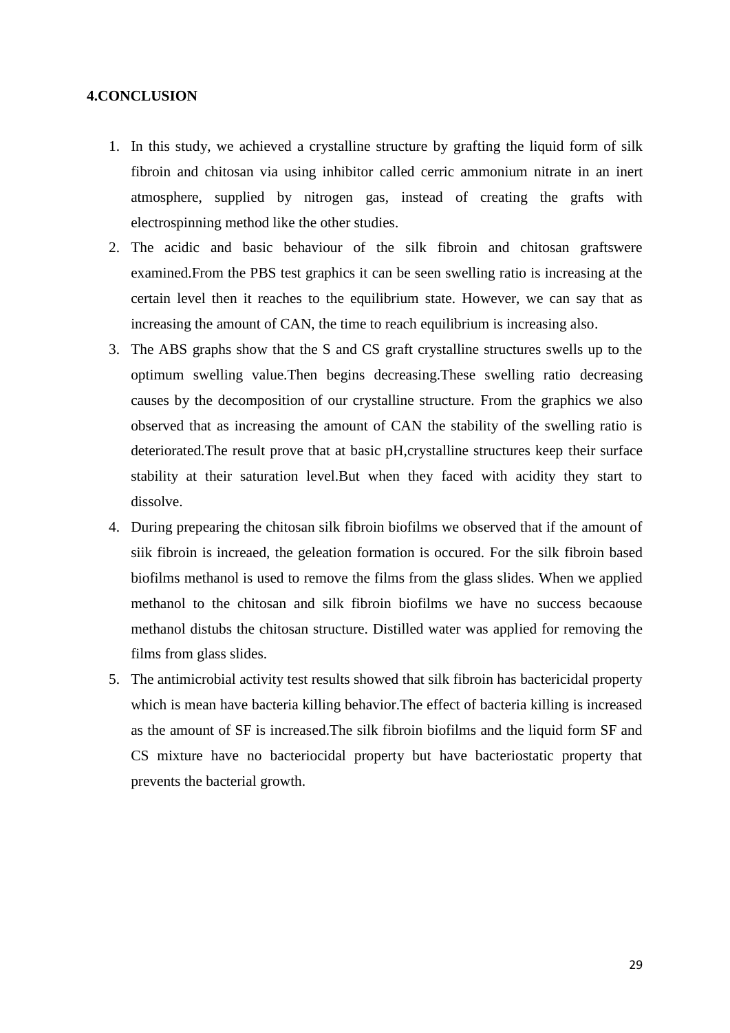**4.CONCLUSION**

1. In this study, we achieved a crystalline structure by grafting the liquid form of silk fibroin and chitosan via using inhibitor called cerric ammonium nitrate in an inert atmosphere, supplied by nitrogen gas, instead of creating the grafts with electrospinning method like the other studies.
2. The acidic and basic behaviour of the silk fibroin and chitosan graftswere examined.From the PBS test graphics it can be seen swelling ratio is increasing at the certain level then it reaches to the equilibrium state. However, we can say that as increasing the amount of CAN, the time to reach equilibrium is increasing also.
3. The ABS graphs show that the S and CS graft crystalline structures swells up to the optimum swelling value.Then begins decreasing.These swelling ratio decreasing causes by the decomposition of our crystalline structure. From the graphics we also observed that as increasing the amount of CAN the stability of the swelling ratio is deteriorated.The result prove that at basic pH,crystalline structures keep their surface stability at their saturation level.But when they faced with acidity they start to dissolve.
4. During prepearing the chitosan silk fibroin biofilms we observed that if the amount of siik fibroin is increaed, the geleation formation is occured. For the silk fibroin based biofilms methanol is used to remove the films from the glass slides. When we applied methanol to the chitosan and silk fibroin biofilms we have no success becaouse methanol distubs the chitosan structure. Distilled water was applied for removing the films from glass slides.
5. The antimicrobial activity test results showed that silk fibroin has bactericidal property which is mean have bacteria killing behavior.The effect of bacteria killing is increased as the amount of SF is increased.The silk fibroin biofilms and the liquid form SF and CS mixture have no bacteriocidal property but have bacteriostatic property that prevents the bacterial growth.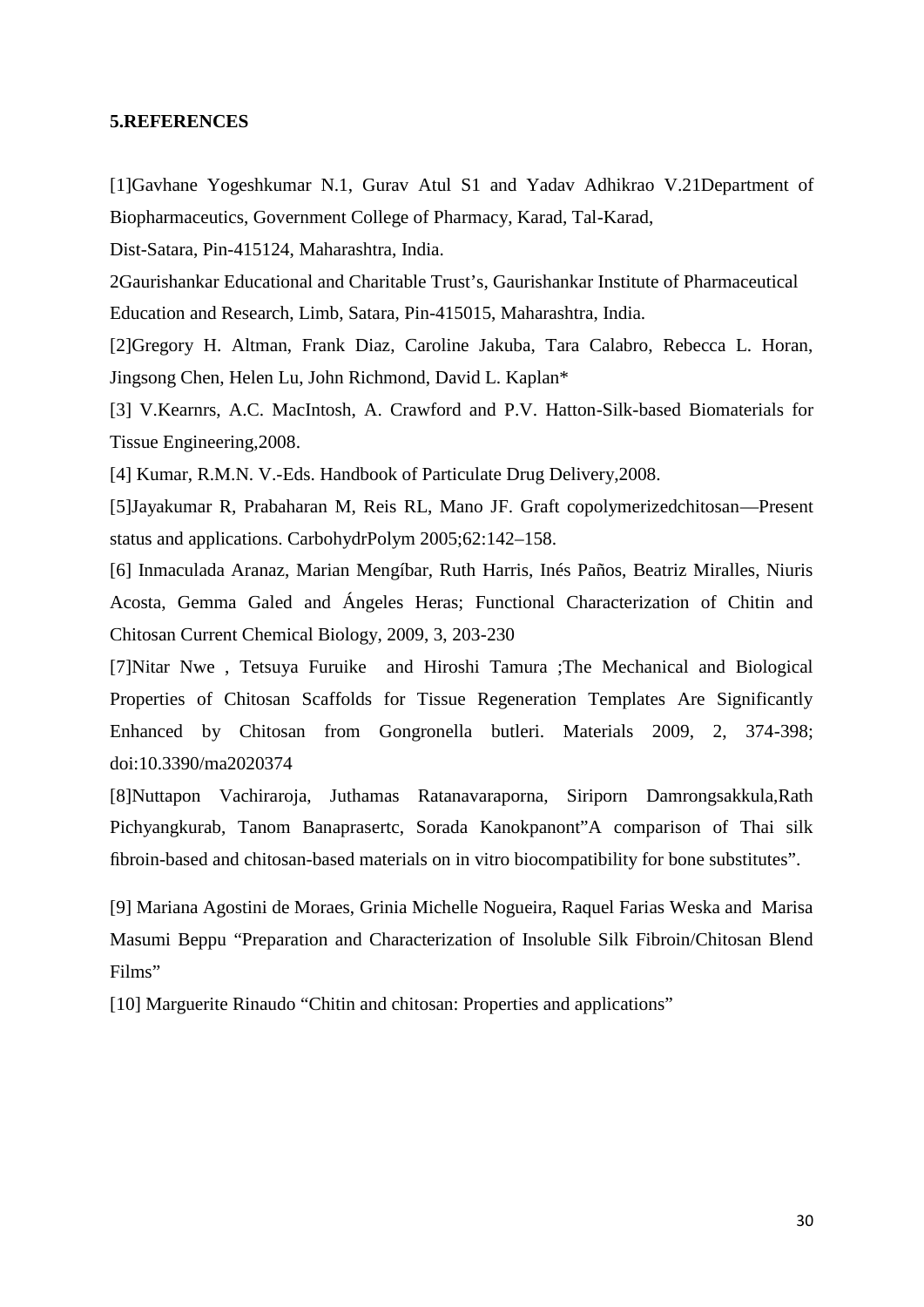# 5.REFERENCES

[1]Gavhane Yogeshkumar N.1, Gurav Atul S1 and Yadav Adhikrao V.21Department of Biopharmaceutics, Government College of Pharmacy, Karad, Tal-Karad,

Dist-Satara, Pin-415124, Maharashtra, India.

2Gaurishankar Educational and Charitable Trust's, Gaurishankar Institute of Pharmaceutical Education and Research, Limb, Satara, Pin-415015, Maharashtra, India.

[2]Gregory H. Altman, Frank Diaz, Caroline Jakuba, Tara Calabro, Rebecca L. Horan, Jingsong Chen, Helen Lu, John Richmond, David L. Kaplan*

[3] V.Kearnrs, A.C. MacIntosh, A. Crawford and P.V. Hatton-Silk-based Biomaterials for Tissue Engineering,2008.

[4] Kumar, R.M.N. V.-Eds. Handbook of Particulate Drug Delivery,2008.

[5]Jayakumar R, Prabaharan M, Reis RL, Mano JF. Graft copolymerizedchitosan—Present status and applications. CarbohydrPolym 2005;62:142–158.

[6] Inmaculada Aranaz, Marian Mengíbar, Ruth Harris, Inés Paños, Beatriz Miralles, Niuris Acosta, Gemma Galed and Ángeles Heras; Functional Characterization of Chitin and Chitosan Current Chemical Biology, 2009, 3, 203-230

[7]Nitar Nwe , Tetsuya Furuike and Hiroshi Tamura ;The Mechanical and Biological Properties of Chitosan Scaffolds for Tissue Regeneration Templates Are Significantly Enhanced by Chitosan from Gongronella butleri. Materials 2009, 2, 374-398; doi:10.3390/ma2020374

[8]Nuttapon Vachiraroja, Juthamas Ratanavaraporna, Siriporn Damrongsakkula,Rath Pichyangkurab, Tanom Banaprasertc, Sorada Kanokpanont"A comparison of Thai silk fibroin-based and chitosan-based materials on in vitro biocompatibility for bone substitutes".

[9] Mariana Agostini de Moraes, Grinia Michelle Nogueira, Raquel Farias Weska and Marisa Masumi Beppu "Preparation and Characterization of Insoluble Silk Fibroin/Chitosan Blend Films"

[10] Marguerite Rinaudo "Chitin and chitosan: Properties and applications"